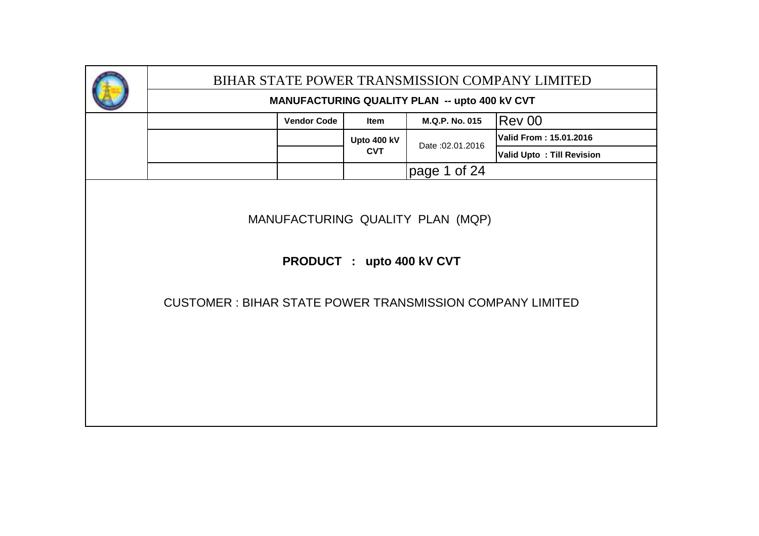# BIHAR STATE POWER TRANSMISSION COMPANY LIMITED

**MANUFACTURING QUALITY PLAN -- upto 400 kV CVT**

| | Vendor Code | Item | M.Q.P. No. 015 | Rev 00 |
|---|---|---|---|---|
| | | Upto 400 kV CVT | Date :02.01.2016 | Valid From : 15.01.2016 |
| | | | | Valid Upto : Till Revision |

MANUFACTURING QUALITY PLAN (MQP)

**PRODUCT : upto 400 kV CVT**

CUSTOMER : BIHAR STATE POWER TRANSMISSION COMPANY LIMITED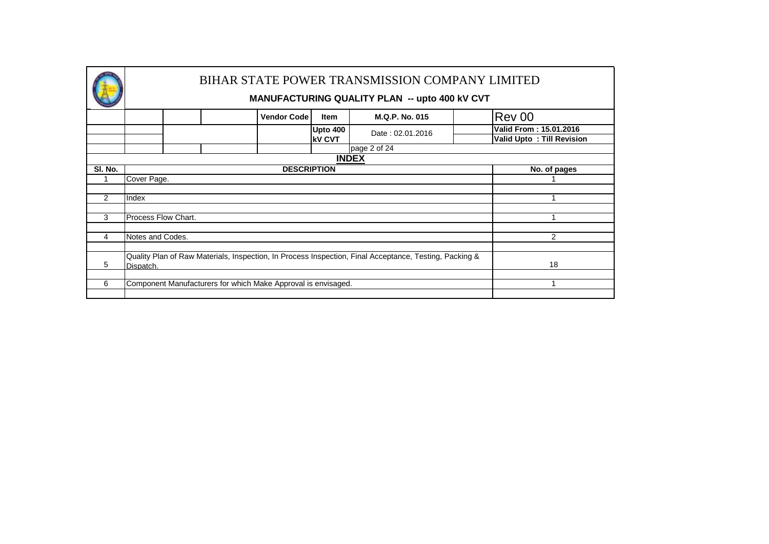# BIHAR STATE POWER TRANSMISSION COMPANY LIMITED

## MANUFACTURING QUALITY PLAN -- upto 400 kV CVT

| Vendor Code | Item | M.Q.P. No. 015 | Rev 00 |
|---|---|---|---|
| | Upto 400 kV CVT | Date : 02.01.2016 | Valid From : 15.01.2016 |
| | | | Valid Upto : Till Revision |

## INDEX

| Sl. No. | DESCRIPTION | No. of pages |
|---|---|---|
| 1 | Cover Page. | 1 |
| 2 | Index | 1 |
| 3 | Process Flow Chart. | 1 |
| 4 | Notes and Codes. | 2 |
| 5 | Quality Plan of Raw Materials, Inspection, In Process Inspection, Final Acceptance, Testing, Packing & Dispatch. | 18 |
| 6 | Component Manufacturers for which Make Approval is envisaged. | 1 |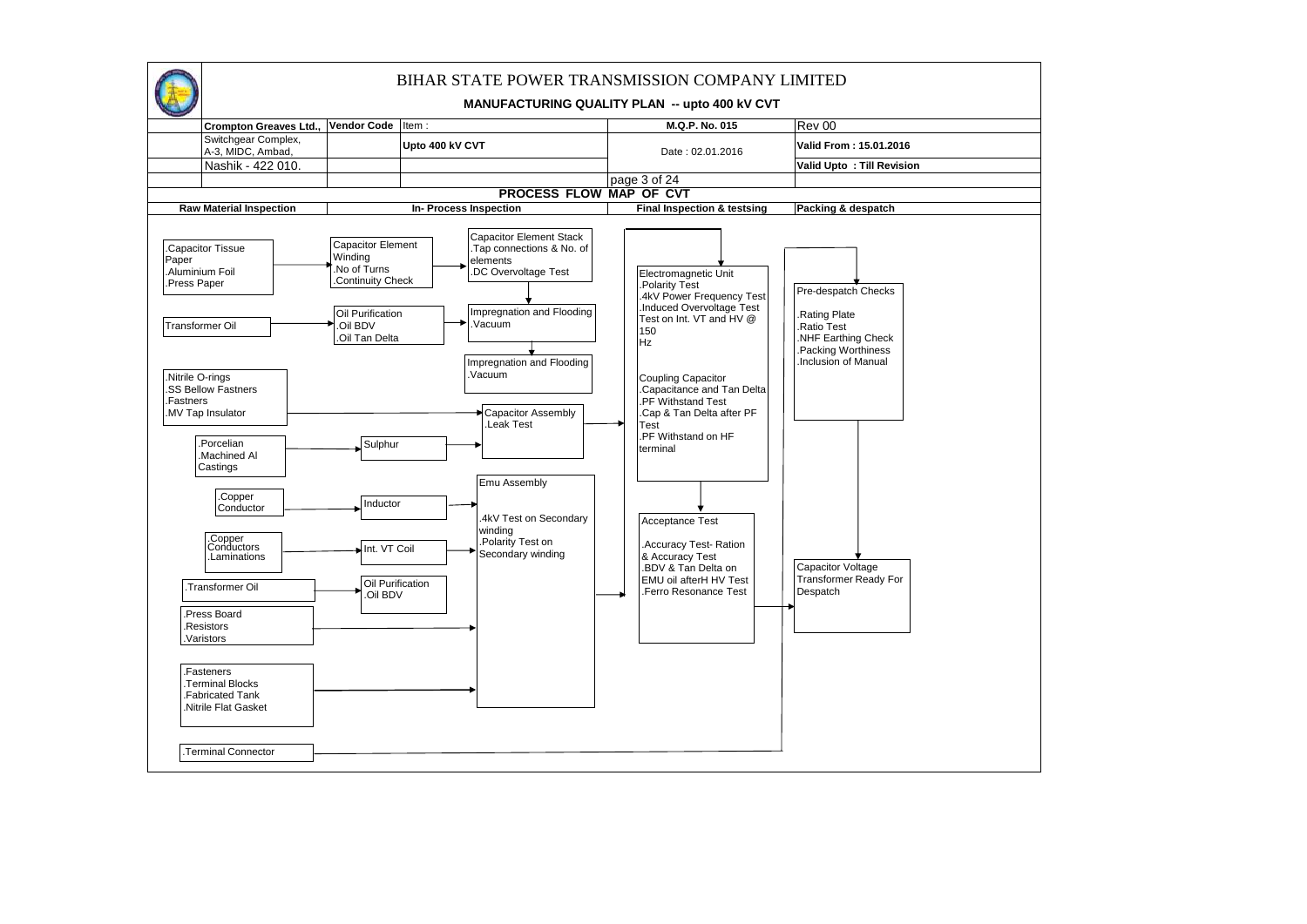# BIHAR STATE POWER TRANSMISSION COMPANY LIMITED

## MANUFACTURING QUALITY PLAN -- upto 400 kV CVT

| Crompton Greaves Ltd., | Vendor Code | Item : | M.Q.P. No. 015 | Rev 00 |
|---|---|---|---|---|
| Switchgear Complex, A-3, MIDC, Ambad, | | Upto 400 kV CVT | Date : 02.01.2016 | Valid From : 15.01.2016 |
| Nashik - 422 010. | | | | Valid Upto : Till Revision |

### PROCESS FLOW MAP OF CVT

| Raw Material Inspection | In- Process Inspection | | Final Inspection & testsing | Packing & despatch |
|---|---|---|---|---|
| .Capacitor Tissue Paper<br>.Aluminium Foil<br>.Press Paper | Capacitor Element Winding<br>.No of Turns<br>.Continuity Check | Capacitor Element Stack<br>.Tap connections & No. of elements<br>.DC Overvoltage Test | | |
| Transformer Oil | Oil Purification<br>.Oil BDV<br>.Oil Tan Delta | Impregnation and Flooding<br>.Vacuum | | |
| | | Impregnation and Flooding<br>.Vacuum | | |
| .Nitrile O-rings<br>.SS Bellow Fastners<br>.Fastners<br>.MV Tap Insulator | | Capacitor Assembly<br>.Leak Test | Electromagnetic Unit<br>.Polarity Test<br>.4kV Power Frequency Test<br>.Induced Overvoltage Test Test on Int. VT and HV @ 150 Hz<br><br>Coupling Capacitor<br>.Capacitance and Tan Delta<br>.PF Withstand Test<br>.Cap & Tan Delta after PF Test<br>.PF Withstand on HF terminal | Pre-despatch Checks<br>.Rating Plate<br>.Ratio Test<br>.NHF Earthing Check<br>.Packing Worthiness<br>.Inclusion of Manual |
| .Porcelian<br>.Machined Al Castings | Sulphur | | | |
| .Copper Conductor | Inductor | Emu Assembly<br><br>.4kV Test on Secondary winding<br>.Polarity Test on Secondary winding | | |
| .Copper Conductors<br>.Laminations | Int. VT Coil | | Acceptance Test<br><br>.Accuracy Test- Ration & Accuracy Test<br>.BDV & Tan Delta on EMU oil afterH HV Test<br>.Ferro Resonance Test | Capacitor Voltage Transformer Ready For Despatch |
| .Transformer Oil | Oil Purification<br>.Oil BDV | | | |
| .Press Board<br>.Resistors<br>.Varistors | | | | |
| .Fasteners<br>.Terminal Blocks<br>.Fabricated Tank<br>.Nitrile Flat Gasket | | | | |
| .Terminal Connector | | | | |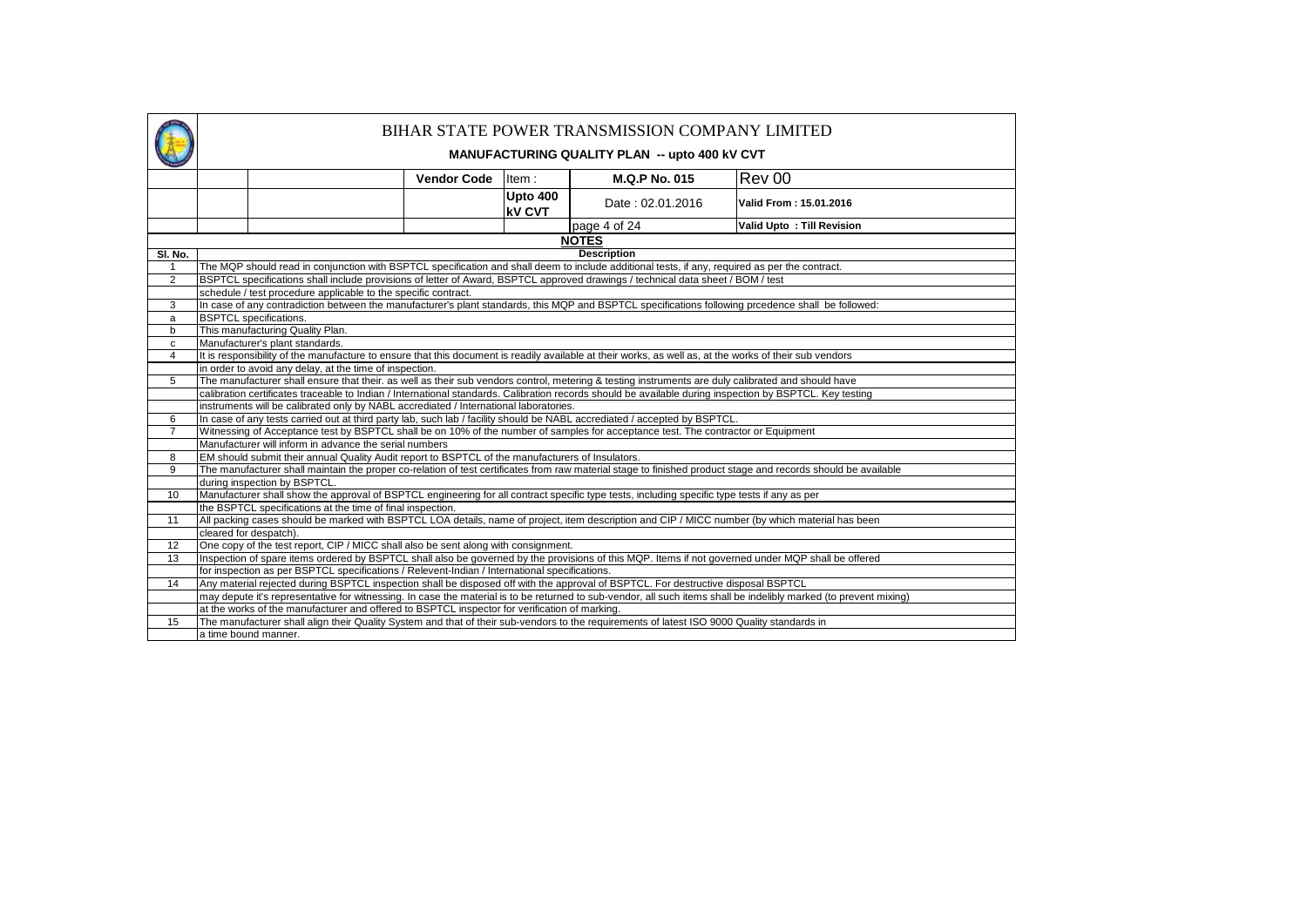# BIHAR STATE POWER TRANSMISSION COMPANY LIMITED

## MANUFACTURING QUALITY PLAN -- upto 400 kV CVT

| | | Vendor Code | Item : | M.Q.P No. 015 | Rev 00 |
|---|---|---|---|---|---|
| | | | Upto 400 kV CVT | Date : 02.01.2016 | Valid From : 15.01.2016 |
| | | | | | Valid Upto : Till Revision |

### NOTES

| Sl. No. | Description |
|---|---|
| 1 | The MQP should read in conjunction with BSPTCL specification and shall deem to include additional tests, if any, required as per the contract. |
| 2 | BSPTCL specifications shall include provisions of letter of Award, BSPTCL approved drawings / technical data sheet / BOM / test schedule / test procedure applicable to the specific contract. |
| 3 | In case of any contradiction between the manufacturer's plant standards, this MQP and BSPTCL specifications following prcedence shall be followed: |
| a | BSPTCL specifications. |
| b | This manufacturing Quality Plan. |
| c | Manufacturer's plant standards. |
| 4 | It is responsibility of the manufacture to ensure that this document is readily available at their works, as well as, at the works of their sub vendors in order to avoid any delay, at the time of inspection. |
| 5 | The manufacturer shall ensure that their. as well as their sub vendors control, metering & testing instruments are duly calibrated and should have calibration certificates traceable to Indian / International standards. Calibration records should be available during inspection by BSPTCL. Key testing instruments will be calibrated only by NABL accrediated / International laboratories. |
| 6 | In case of any tests carried out at third party lab, such lab / facility should be NABL accrediated / accepted by BSPTCL. |
| 7 | Witnessing of Acceptance test by BSPTCL shall be on 10% of the number of samples for acceptance test. The contractor or Equipment Manufacturer will inform in advance the serial numbers |
| 8 | EM should submit their annual Quality Audit report to BSPTCL of the manufacturers of Insulators. |
| 9 | The manufacturer shall maintain the proper co-relation of test certificates from raw material stage to finished product stage and records should be available during inspection by BSPTCL. |
| 10 | Manufacturer shall show the approval of BSPTCL engineering for all contract specific type tests, including specific type tests if any as per the BSPTCL specifications at the time of final inspection. |
| 11 | All packing cases should be marked with BSPTCL LOA details, name of project, item description and CIP / MICC number (by which material has been cleared for despatch). |
| 12 | One copy of the test report, CIP / MICC shall also be sent along with consignment. |
| 13 | Inspection of spare items ordered by BSPTCL shall also be governed by the provisions of this MQP. Items if not governed under MQP shall be offered for inspection as per BSPTCL specifications / Relevent-Indian / International specifications. |
| 14 | Any material rejected during BSPTCL inspection shall be disposed off with the approval of BSPTCL. For destructive disposal BSPTCL may depute it's representative for witnessing. In case the material is to be returned to sub-vendor, all such items shall be indelibly marked (to prevent mixing) at the works of the manufacturer and offered to BSPTCL inspector for verification of marking. |
| 15 | The manufacturer shall align their Quality System and that of their sub-vendors to the requirements of latest ISO 9000 Quality standards in a time bound manner. |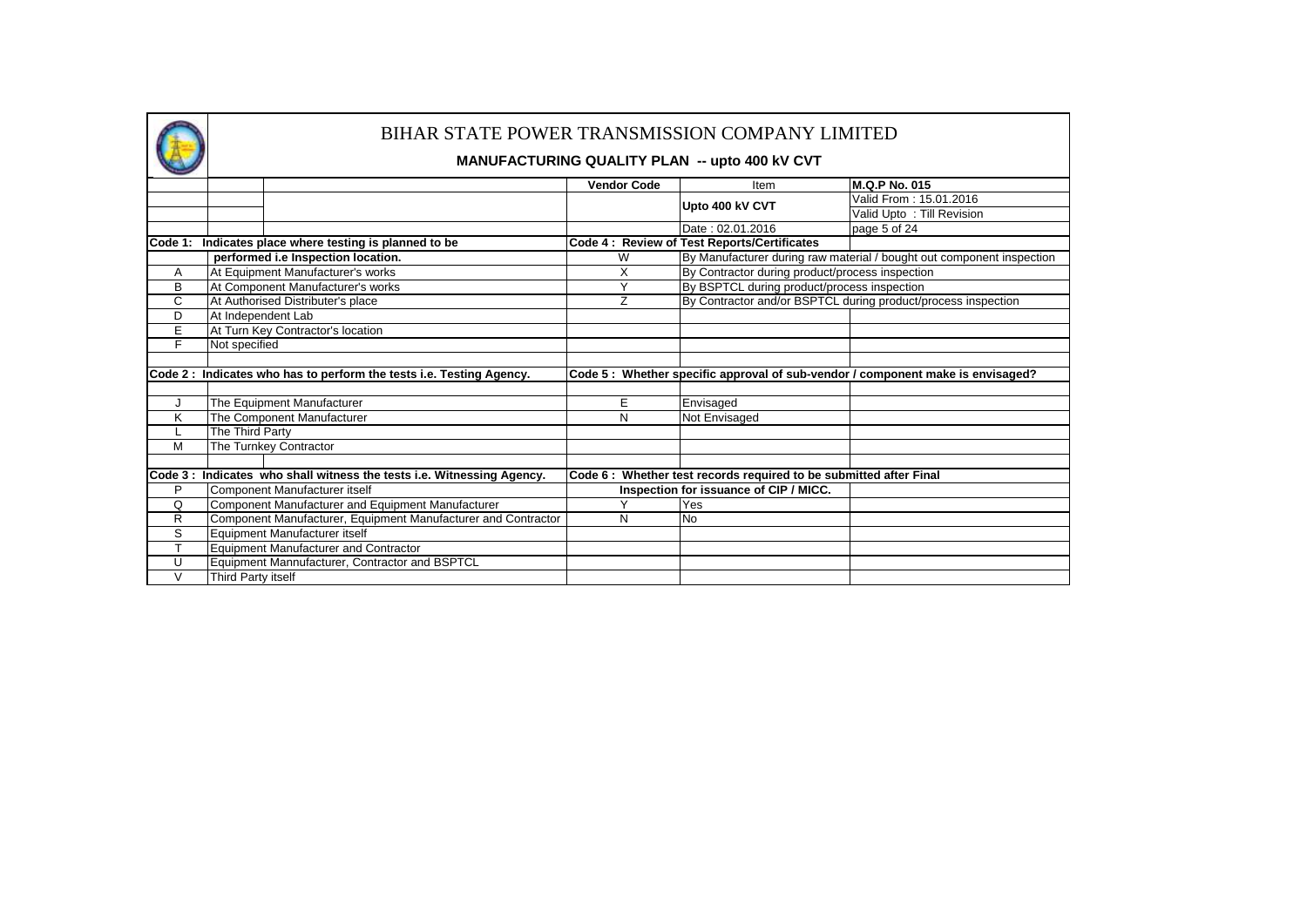# BIHAR STATE POWER TRANSMISSION COMPANY LIMITED

## MANUFACTURING QUALITY PLAN -- upto 400 kV CVT

| | | Vendor Code | Item | M.Q.P No. 015 |
|---|---|---|---|---|
| | | | Upto 400 kV CVT | Valid From : 15.01.2016 |
| | | | | Valid Upto : Till Revision |
| | | | Date : 02.01.2016 | page 5 of 24 |

| Code 1: Indicates place where testing is planned to be performed i.e Inspection location. | | Code 4 : Review of Test Reports/Certificates | |
|---|---|---|---|
| A | At Equipment Manufacturer's works | W | By Manufacturer during raw material / bought out component inspection |
| B | At Component Manufacturer's works | X | By Contractor during product/process inspection |
| C | At Authorised Distributer's place | Y | By BSPTCL during product/process inspection |
| D | At Independent Lab | Z | By Contractor and/or BSPTCL during product/process inspection |
| E | At Turn Key Contractor's location | | |
| F | Not specified | | |

| Code 2 : Indicates who has to perform the tests i.e. Testing Agency. | | Code 5 : Whether specific approval of sub-vendor / component make is envisaged? | |
|---|---|---|---|
| J | The Equipment Manufacturer | E | Envisaged |
| K | The Component Manufacturer | N | Not Envisaged |
| L | The Third Party | | |
| M | The Turnkey Contractor | | |

| Code 3 : Indicates who shall witness the tests i.e. Witnessing Agency. | | Code 6 : Whether test records required to be submitted after Final Inspection for issuance of CIP / MICC. | |
|---|---|---|---|
| P | Component Manufacturer itself | Y | Yes |
| Q | Component Manufacturer and Equipment Manufacturer | N | No |
| R | Component Manufacturer, Equipment Manufacturer and Contractor | | |
| S | Equipment Manufacturer itself | | |
| T | Equipment Manufacturer and Contractor | | |
| U | Equipment Mannufacturer, Contractor and BSPTCL | | |
| V | Third Party itself | | |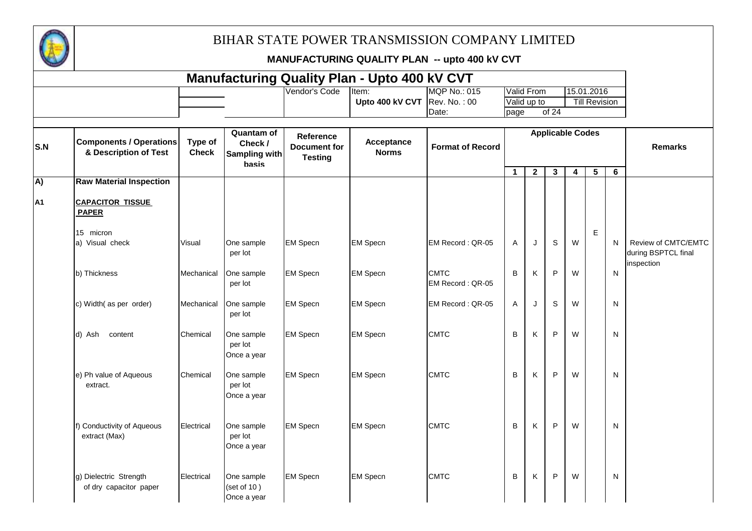# BIHAR STATE POWER TRANSMISSION COMPANY LIMITED

**MANUFACTURING QUALITY PLAN -- upto 400 kV CVT**

## Manufacturing Quality Plan - Upto 400 kV CVT

| | | Vendor's Code | Item: **Upto 400 kV CVT** | MQP No.: 015 | Valid From | 15.01.2016 |
|---|---|---|---|---|---|---|
| | | | | Rev. No. : 00 | Valid up to | Till Revision |
| | | | | Date: | page | of 24 |

| S.N | Components / Operations & Description of Test | Type of Check | Quantam of Check / Sampling with basis | Reference Document for Testing | Acceptance Norms | Format of Record | Applicable Codes 1 | 2 | 3 | 4 | 5 | 6 | Remarks |
|---|---|---|---|---|---|---|---|---|---|---|---|---|---|
| A) | **Raw Material Inspection** | | | | | | | | | | | | |
| A1 | **CAPACITOR TISSUE PAPER** | | | | | | | | | | | | |
| | 15 micron<br>a) Visual check | Visual | One sample per lot | EM Specn | EM Specn | EM Record : QR-05 | A | J | S | W | E | N | Review of CMTC/EMTC during BSPTCL final inspection |
| | b) Thickness | Mechanical | One sample per lot | EM Specn | EM Specn | CMTC<br>EM Record : QR-05 | B | K | P | W | | N | |
| | c) Width( as per order) | Mechanical | One sample per lot | EM Specn | EM Specn | EM Record : QR-05 | A | J | S | W | | N | |
| | d) Ash content | Chemical | One sample per lot<br>Once a year | EM Specn | EM Specn | CMTC | B | K | P | W | | N | |
| | e) Ph value of Aqueous extract. | Chemical | One sample per lot<br>Once a year | EM Specn | EM Specn | CMTC | B | K | P | W | | N | |
| | f) Conductivity of Aqueous extract (Max) | Electrical | One sample per lot<br>Once a year | EM Specn | EM Specn | CMTC | B | K | P | W | | N | |
| | g) Dielectric Strength of dry capacitor paper | Electrical | One sample (set of 10 )<br>Once a year | EM Specn | EM Specn | CMTC | B | K | P | W | | N | |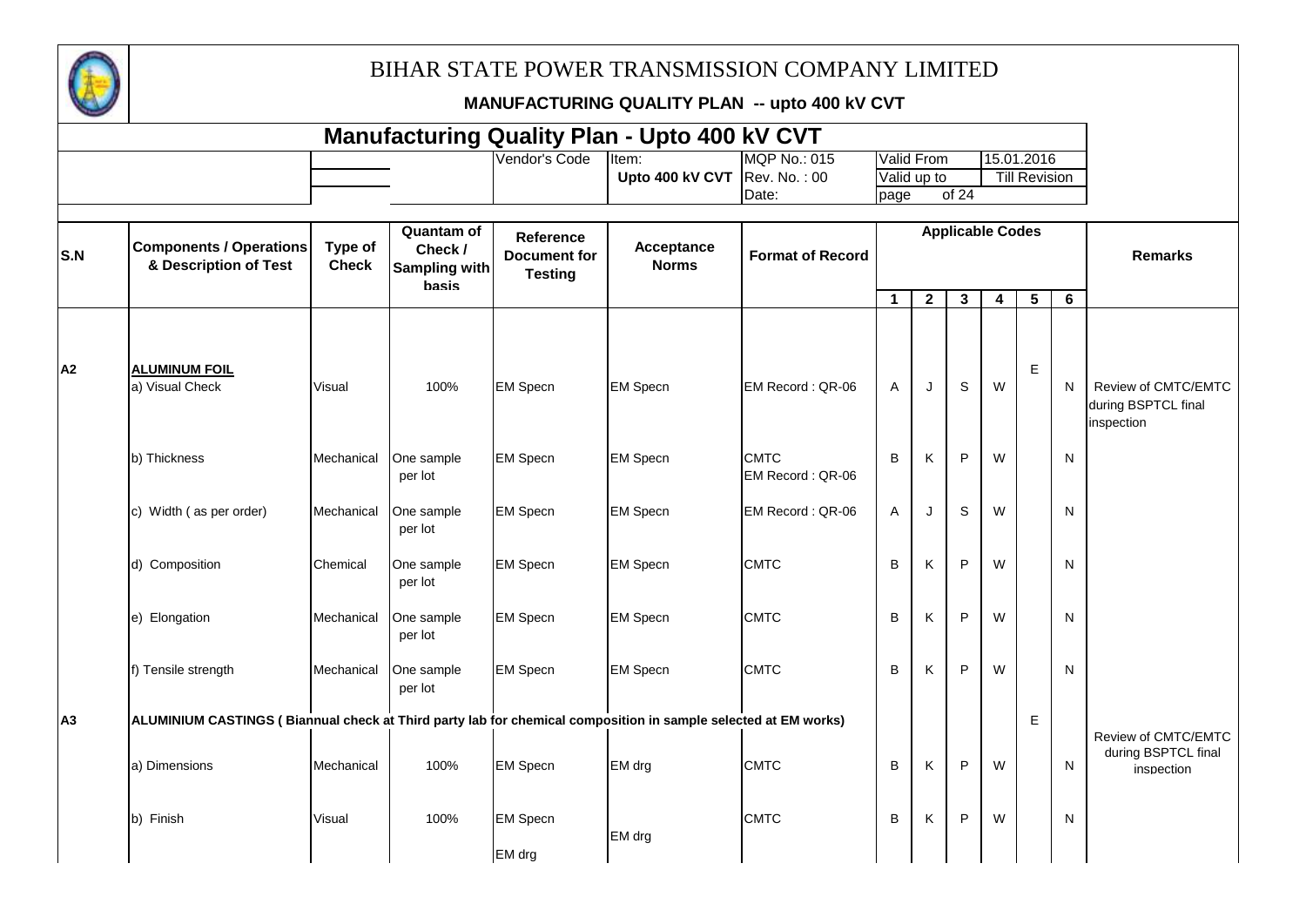# BIHAR STATE POWER TRANSMISSION COMPANY LIMITED

**MANUFACTURING QUALITY PLAN -- upto 400 kV CVT**

## Manufacturing Quality Plan - Upto 400 kV CVT

| | | | Vendor's Code | Item: | MQP No.: 015 | Valid From | 15.01.2016 |
|---|---|---|---|---|---|---|---|
| | | | | **Upto 400 kV CVT** | Rev. No. : 00 | Valid up to | Till Revision |
| | | | | | Date: | page of 24 | |

| S.N | Components / Operations & Description of Test | Type of Check | Quantam of Check / Sampling with basis | Reference Document for Testing | Acceptance Norms | Format of Record | Applicable Codes | | | | | | Remarks |
|---|---|---|---|---|---|---|---|---|---|---|---|---|---|
| | | | | | | | 1 | 2 | 3 | 4 | 5 | 6 | |
| A2 | **ALUMUNUM FOIL** | | | | | | | | | | E | | |
| | a) Visual Check | Visual | 100% | EM Specn | EM Specn | EM Record : QR-06 | A | J | S | W | | N | Review of CMTC/EMTC during BSPTCL final inspection |
| | b) Thickness | Mechanical | One sample per lot | EM Specn | EM Specn | CMTC EM Record : QR-06 | B | K | P | W | | N | |
| | c) Width ( as per order) | Mechanical | One sample per lot | EM Specn | EM Specn | EM Record : QR-06 | A | J | S | W | | N | |
| | d) Composition | Chemical | One sample per lot | EM Specn | EM Specn | CMTC | B | K | P | W | | N | |
| | e) Elongation | Mechanical | One sample per lot | EM Specn | EM Specn | CMTC | B | K | P | W | | N | |
| | f) Tensile strength | Mechanical | One sample per lot | EM Specn | EM Specn | CMTC | B | K | P | W | | N | |
| A3 | **ALUMINIUM CASTINGS ( Biannual check at Third party lab for chemical composition in sample selected at EM works)** | | | | | | | | | | E | | Review of CMTC/EMTC during BSPTCL final inspection |
| | a) Dimensions | Mechanical | 100% | EM Specn | EM drg | CMTC | B | K | P | W | | N | |
| | b) Finish | Visual | 100% | EM Specn EM drg | EM drg | CMTC | B | K | P | W | | N | |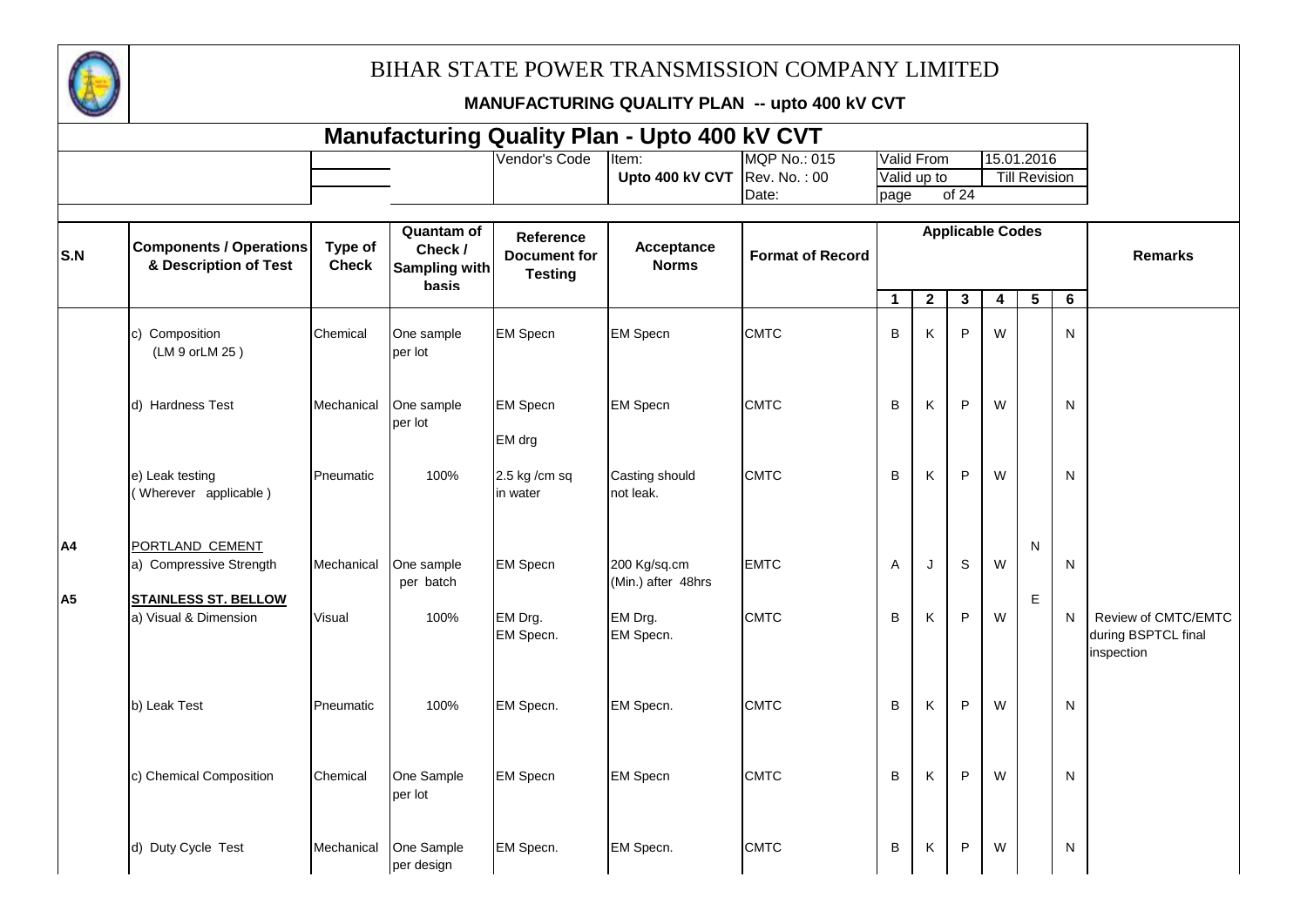# BIHAR STATE POWER TRANSMISSION COMPANY LIMITED

**MANUFACTURING QUALITY PLAN -- upto 400 kV CVT**

## Manufacturing Quality Plan - Upto 400 kV CVT

| | | Vendor's Code | Item: | MQP No.: 015 | Valid From | 15.01.2016 |
|---|---|---|---|---|---|---|
| | | | **Upto 400 kV CVT** | Rev. No. : 00 | Valid up to | Till Revision |
| | | | | Date: | page of 24 | |

| S.N | Components / Operations & Description of Test | Type of Check | Quantam of Check / Sampling with basis | Reference Document for Testing | Acceptance Norms | Format of Record | Applicable Codes | | | | | | Remarks |
|---|---|---|---|---|---|---|---|---|---|---|---|---|---|
| | | | | | | | 1 | 2 | 3 | 4 | 5 | 6 | |
| | c) Composition (LM 9 orLM 25 ) | Chemical | One sample per lot | EM Specn | EM Specn | CMTC | B | K | P | W | | N | |
| | d) Hardness Test | Mechanical | One sample per lot | EM Specn EM drg | EM Specn | CMTC | B | K | P | W | | N | |
| | e) Leak testing ( Wherever applicable ) | Pneumatic | 100% | 2.5 kg /cm sq in water | Casting should not leak. | CMTC | B | K | P | W | | N | |
| A4 | PORTLAND CEMENT | | | | | | | | | | N | | |
| | a) Compressive Strength | Mechanical | One sample per batch | EM Specn | 200 Kg/sq.cm (Min.) after 48hrs | EMTC | A | J | S | W | | N | |
| A5 | **STAINLESS ST. BELLOW** | | | | | | | | | | E | | |
| | a) Visual & Dimension | Visual | 100% | EM Drg. EM Specn. | EM Drg. EM Specn. | CMTC | B | K | P | W | | N | Review of CMTC/EMTC during BSPTCL final inspection |
| | b) Leak Test | Pneumatic | 100% | EM Specn. | EM Specn. | CMTC | B | K | P | W | | N | |
| | c) Chemical Composition | Chemical | One Sample per lot | EM Specn | EM Specn | CMTC | B | K | P | W | | N | |
| | d) Duty Cycle Test | Mechanical | One Sample per design | EM Specn. | EM Specn. | CMTC | B | K | P | W | | N | |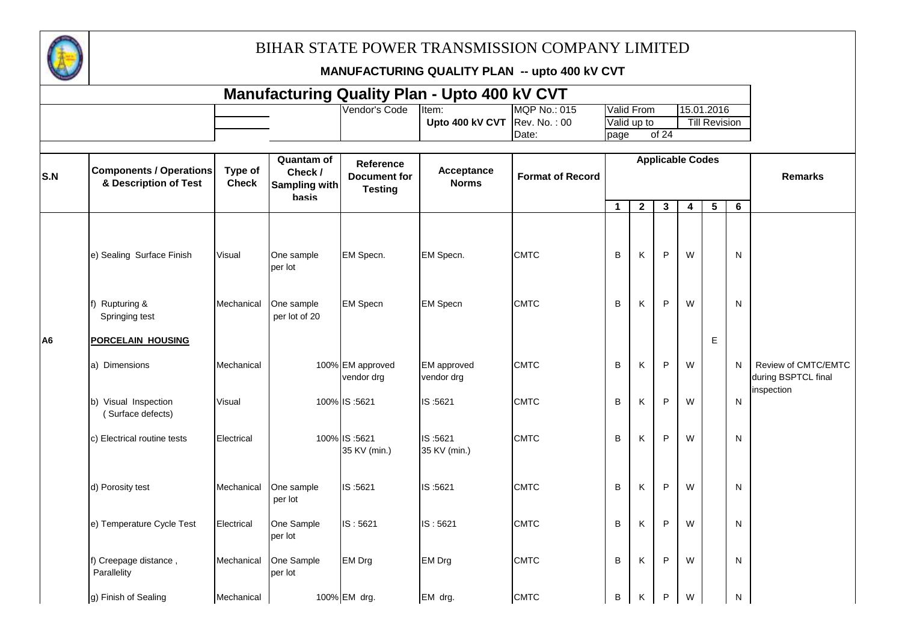# BIHAR STATE POWER TRANSMISSION COMPANY LIMITED

**MANUFACTURING QUALITY PLAN -- upto 400 kV CVT**

## Manufacturing Quality Plan - Upto 400 kV CVT

| | | Vendor's Code | Item: | MQP No.: 015 | Valid From | 15.01.2016 |
|---|---|---|---|---|---|---|
| | | | Upto 400 kV CVT | Rev. No. : 00 | Valid up to | Till Revision |
| | | | | Date: | page of 24 | |

| S.N | Components / Operations & Description of Test | Type of Check | Quantam of Check / Sampling with basis | Reference Document for Testing | Acceptance Norms | Format of Record | Applicable Codes | | | | | | Remarks |
|---|---|---|---|---|---|---|---|---|---|---|---|---|---|
| | | | | | | | 1 | 2 | 3 | 4 | 5 | 6 | |
| | e) Sealing Surface Finish | Visual | One sample per lot | EM Specn. | EM Specn. | CMTC | B | K | P | W | | N | |
| | f) Rupturing & Springing test | Mechanical | One sample per lot of 20 | EM Specn | EM Specn | CMTC | B | K | P | W | | N | |
| A6 | **PORCELAIN HOUSING** | | | | | | | | | | E | | |
| | a) Dimensions | Mechanical | 100% | EM approved vendor drg | EM approved vendor drg | CMTC | B | K | P | W | | N | Review of CMTC/EMTC during BSPTCL final inspection |
| | b) Visual Inspection (Surface defects) | Visual | 100% | IS :5621 | IS :5621 | CMTC | B | K | P | W | | N | |
| | c) Electrical routine tests | Electrical | 100% | IS :5621 35 KV (min.) | IS :5621 35 KV (min.) | CMTC | B | K | P | W | | N | |
| | d) Porosity test | Mechanical | One sample per lot | IS :5621 | IS :5621 | CMTC | B | K | P | W | | N | |
| | e) Temperature Cycle Test | Electrical | One Sample per lot | IS : 5621 | IS : 5621 | CMTC | B | K | P | W | | N | |
| | f) Creepage distance , Parallelity | Mechanical | One Sample per lot | EM Drg | EM Drg | CMTC | B | K | P | W | | N | |
| | g) Finish of Sealing | Mechanical | 100% | EM drg. | EM drg. | CMTC | B | K | P | W | | N | |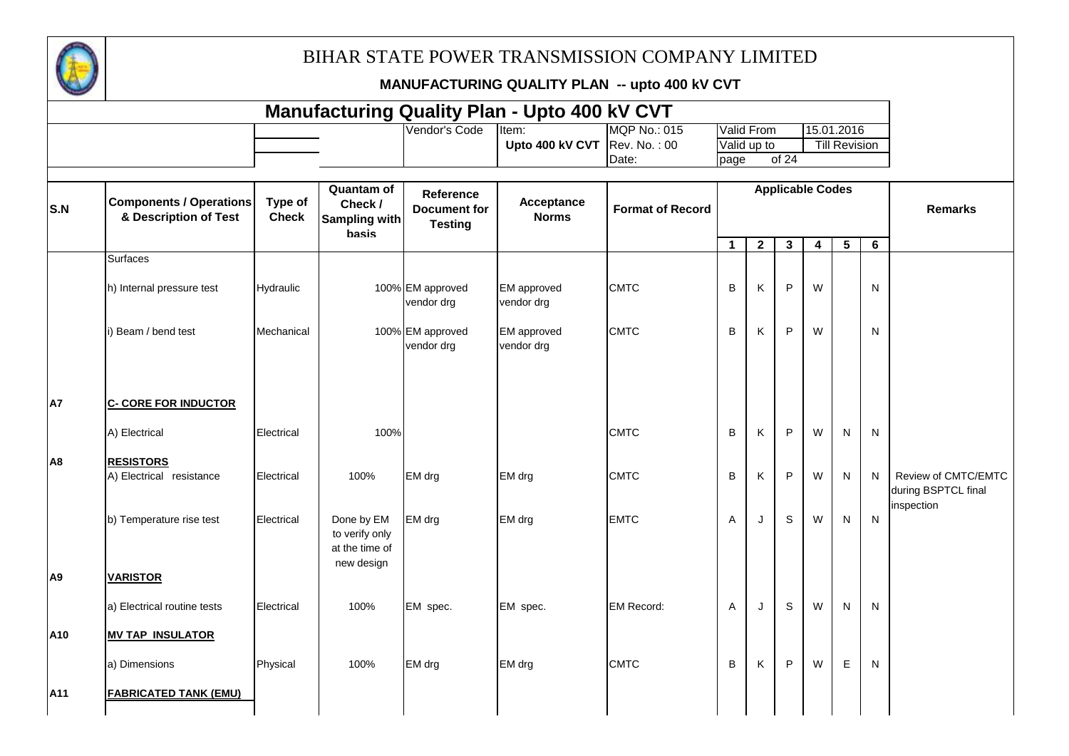# BIHAR STATE POWER TRANSMISSION COMPANY LIMITED

**MANUFACTURING QUALITY PLAN -- upto 400 kV CVT**

## Manufacturing Quality Plan - Upto 400 kV CVT

| | | | Vendor's Code | Item: | MQP No.: 015 | Valid From | 15.01.2016 |
|---|---|---|---|---|---|---|---|
| | | | | Upto 400 kV CVT | Rev. No. : 00 | Valid up to | Till Revision |
| | | | | | Date: | page of 24 | |

| S.N | Components / Operations & Description of Test | Type of Check | Quantam of Check / Sampling with basis | Reference Document for Testing | Acceptance Norms | Format of Record | Applicable Codes | | | | | | Remarks |
|---|---|---|---|---|---|---|---|---|---|---|---|---|---|
| | | | | | | | 1 | 2 | 3 | 4 | 5 | 6 | |
| | Surfaces | | | | | | | | | | | | |
| | h) Internal pressure test | Hydraulic | 100% | EM approved vendor drg | EM approved vendor drg | CMTC | B | K | P | W | | N | |
| | i) Beam / bend test | Mechanical | 100% | EM approved vendor drg | EM approved vendor drg | CMTC | B | K | P | W | | N | |
| A7 | **C- CORE FOR INDUCTOR** | | | | | | | | | | | | |
| | A) Electrical | Electrical | 100% | | | CMTC | B | K | P | W | N | N | |
| A8 | **RESISTORS** | | | | | | | | | | | | |
| | A) Electrical resistance | Electrical | 100% | EM drg | EM drg | CMTC | B | K | P | W | N | N | Review of CMTC/EMTC during BSPTCL final inspection |
| | b) Temperature rise test | Electrical | Done by EM to verify only at the time of new design | EM drg | EM drg | EMTC | A | J | S | W | N | N | |
| A9 | **VARISTOR** | | | | | | | | | | | | |
| | a) Electrical routine tests | Electrical | 100% | EM spec. | EM spec. | EM Record: | A | J | S | W | N | N | |
| A10 | **MV TAP INSULATOR** | | | | | | | | | | | | |
| | a) Dimensions | Physical | 100% | EM drg | EM drg | CMTC | B | K | P | W | E | N | |
| A11 | **FABRICATED TANK (EMU)** | | | | | | | | | | | | |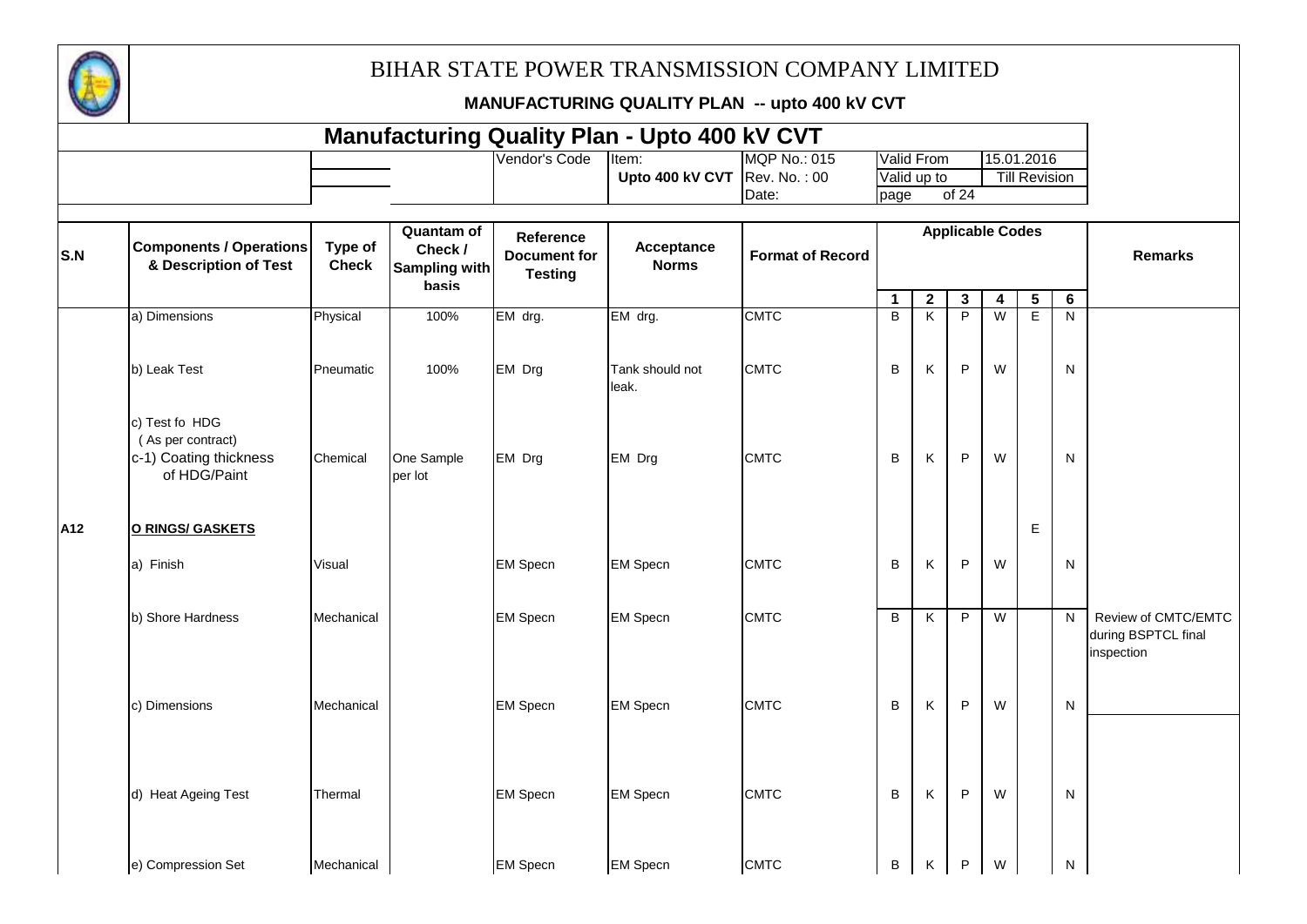# BIHAR STATE POWER TRANSMISSION COMPANY LIMITED

**MANUFACTURING QUALITY PLAN -- upto 400 kV CVT**

## Manufacturing Quality Plan - Upto 400 kV CVT

| | | | Vendor's Code | Item: Upto 400 kV CVT | MQP No.: 015 | Valid From | 15.01.2016 |
|---|---|---|---|---|---|---|---|
| | | | | | Rev. No. : 00 | Valid up to | Till Revision |
| | | | | | Date: | page of 24 | |

| S.N | Components / Operations & Description of Test | Type of Check | Quantam of Check / Sampling with basis | Reference Document for Testing | Acceptance Norms | Format of Record | Applicable Codes | | | | | | Remarks |
|---|---|---|---|---|---|---|---|---|---|---|---|---|---|
| | | | | | | | 1 | 2 | 3 | 4 | 5 | 6 | |
| | a) Dimensions | Physical | 100% | EM drg. | EM drg. | CMTC | B | K | P | W | E | N | |
| | b) Leak Test | Pneumatic | 100% | EM Drg | Tank should not leak. | CMTC | B | K | P | W | | N | |
| | c) Test fo HDG (As per contract) c-1) Coating thickness of HDG/Paint | Chemical | One Sample per lot | EM Drg | EM Drg | CMTC | B | K | P | W | | N | |
| A12 | **O RINGS/ GASKETS** | | | | | | | | | | E | | |
| | a) Finish | Visual | | EM Specn | EM Specn | CMTC | B | K | P | W | | N | |
| | b) Shore Hardness | Mechanical | | EM Specn | EM Specn | CMTC | B | K | P | W | | N | Review of CMTC/EMTC during BSPTCL final inspection |
| | c) Dimensions | Mechanical | | EM Specn | EM Specn | CMTC | B | K | P | W | | N | |
| | d) Heat Ageing Test | Thermal | | EM Specn | EM Specn | CMTC | B | K | P | W | | N | |
| | e) Compression Set | Mechanical | | EM Specn | EM Specn | CMTC | B | K | P | W | | N | |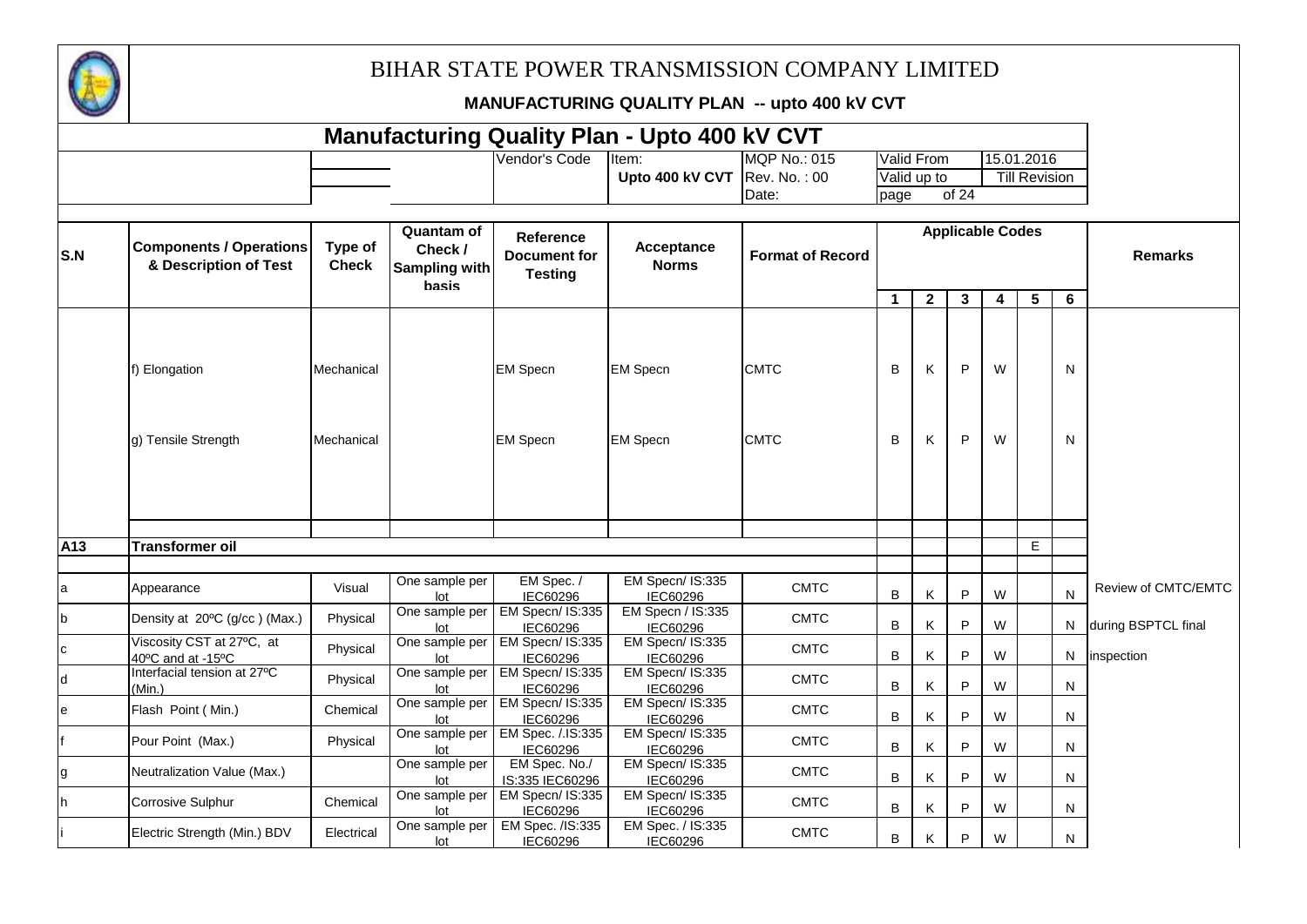# BIHAR STATE POWER TRANSMISSION COMPANY LIMITED

**MANUFACTURING QUALITY PLAN -- upto 400 kV CVT**

## Manufacturing Quality Plan - Upto 400 kV CVT

| | | Vendor's Code | Item: | MQP No.: 015 | Valid From | 15.01.2016 |
|---|---|---|---|---|---|---|
| | | | **Upto 400 kV CVT** | Rev. No. : 00 | Valid up to | Till Revision |
| | | | | Date: | page of 24 | |

| S.N | Components / Operations & Description of Test | Type of Check | Quantam of Check / Sampling with basis | Reference Document for Testing | Acceptance Norms | Format of Record | Applicable Codes 1 | 2 | 3 | 4 | 5 | 6 | Remarks |
|---|---|---|---|---|---|---|---|---|---|---|---|---|---|
| | f) Elongation | Mechanical | | EM Specn | EM Specn | CMTC | B | K | P | W | | N | |
| | g) Tensile Strength | Mechanical | | EM Specn | EM Specn | CMTC | B | K | P | W | | N | |
| **A13** | **Transformer oil** | | | | | | | | | | E | | |
| a | Appearance | Visual | One sample per lot | EM Spec. / IEC60296 | EM Specn/ IS:335 IEC60296 | CMTC | B | K | P | W | | N | Review of CMTC/EMTC |
| b | Density at 20ºC (g/cc ) (Max.) | Physical | One sample per lot | EM Specn/ IS:335 IEC60296 | EM Specn / IS:335 IEC60296 | CMTC | B | K | P | W | | N | during BSPTCL final |
| c | Viscosity CST at 27ºC, at 40ºC and at -15ºC | Physical | One sample per lot | EM Specn/ IS:335 IEC60296 | EM Specn/ IS:335 IEC60296 | CMTC | B | K | P | W | | N | inspection |
| d | Interfacial tension at 27ºC (Min.) | Physical | One sample per lot | EM Specn/ IS:335 IEC60296 | EM Specn/ IS:335 IEC60296 | CMTC | B | K | P | W | | N | |
| e | Flash Point ( Min.) | Chemical | One sample per lot | EM Specn/ IS:335 IEC60296 | EM Specn/ IS:335 IEC60296 | CMTC | B | K | P | W | | N | |
| f | Pour Point (Max.) | Physical | One sample per lot | EM Spec. /.IS:335 IEC60296 | EM Specn/ IS:335 IEC60296 | CMTC | B | K | P | W | | N | |
| g | Neutralization Value (Max.) | | One sample per lot | EM Spec. No./ IS:335 IEC60296 | EM Specn/ IS:335 IEC60296 | CMTC | B | K | P | W | | N | |
| h | Corrosive Sulphur | Chemical | One sample per lot | EM Specn/ IS:335 IEC60296 | EM Specn/ IS:335 IEC60296 | CMTC | B | K | P | W | | N | |
| i | Electric Strength (Min.) BDV | Electrical | One sample per lot | EM Spec. /IS:335 IEC60296 | EM Spec. / IS:335 IEC60296 | CMTC | B | K | P | W | | N | |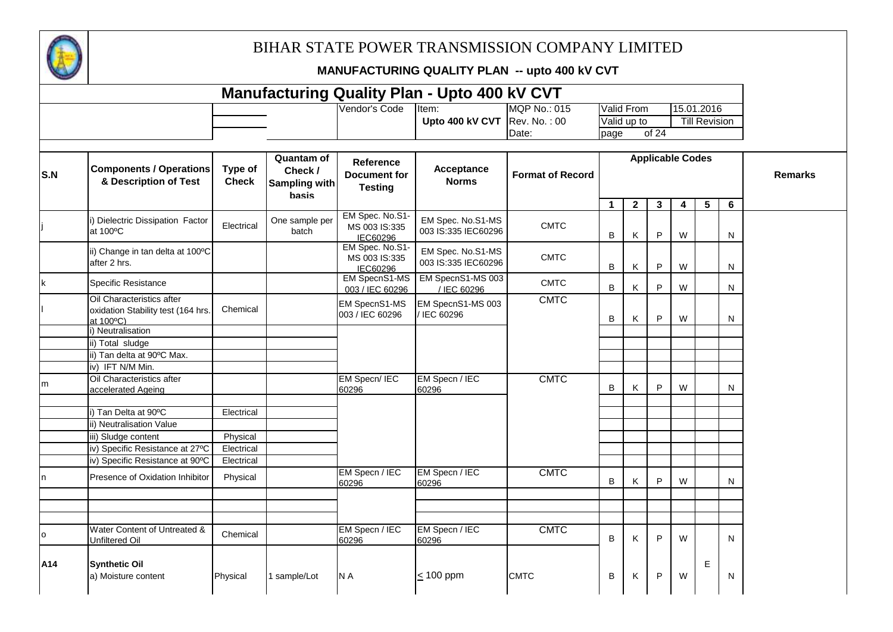# BIHAR STATE POWER TRANSMISSION COMPANY LIMITED

**MANUFACTURING QUALITY PLAN -- upto 400 kV CVT**

## Manufacturing Quality Plan - Upto 400 kV CVT

| | | | Vendor's Code | Item: | MQP No.: 015 | Valid From | 15.01.2016 |
|---|---|---|---|---|---|---|---|
| | | | | Upto 400 kV CVT | Rev. No. : 00 | Valid up to | Till Revision |
| | | | | | Date: | page of 24 | |

| S.N | Components / Operations & Description of Test | Type of Check | Quantam of Check / Sampling with basis | Reference Document for Testing | Acceptance Norms | Format of Record | Applicable Codes | | | | | | Remarks |
|---|---|---|---|---|---|---|---|---|---|---|---|---|---|
| | | | | | | | 1 | 2 | 3 | 4 | 5 | 6 | |
| j | i) Dielectric Dissipation Factor at 100ºC | Electrical | One sample per batch | EM Spec. No.S1-MS 003 IS:335 IEC60296 | EM Spec. No.S1-MS 003 IS:335 IEC60296 | CMTC | B | K | P | W | | N | |
| | ii) Change in tan delta at 100ºC after 2 hrs. | | | EM Spec. No.S1-MS 003 IS:335 IEC60296 | EM Spec. No.S1-MS 003 IS:335 IEC60296 | CMTC | B | K | P | W | | N | |
| k | Specific Resistance | | | EM SpecnS1-MS 003 / IEC 60296 | EM SpecnS1-MS 003 / IEC 60296 | CMTC | B | K | P | W | | N | |
| l | Oil Characteristics after oxidation Stability test (164 hrs. at 100ºC) | Chemical | | EM SpecnS1-MS 003 / IEC 60296 | EM SpecnS1-MS 003 / IEC 60296 | CMTC | B | K | P | W | | N | |
| | i) Neutralisation | | | | | | | | | | | | |
| | ii) Total sludge | | | | | | | | | | | | |
| | ii) Tan delta at 90ºC Max. | | | | | | | | | | | | |
| | iv) IFT N/M Min. | | | | | | | | | | | | |
| m | Oil Characteristics after accelerated Ageing | | | EM Specn/ IEC 60296 | EM Specn / IEC 60296 | CMTC | B | K | P | W | | N | |
| | i) Tan Delta at 90ºC | Electrical | | | | | | | | | | | |
| | ii) Neutralisation Value | | | | | | | | | | | | |
| | iii) Sludge content | Physical | | | | | | | | | | | |
| | iv) Specific Resistance at 27ºC | Electrical | | | | | | | | | | | |
| | iv) Specific Resistance at 90ºC | Electrical | | | | | | | | | | | |
| n | Presence of Oxidation Inhibitor | Physical | | EM Specn / IEC 60296 | EM Specn / IEC 60296 | CMTC | B | K | P | W | | N | |
| o | Water Content of Untreated & Unfiltered Oil | Chemical | | EM Specn / IEC 60296 | EM Specn / IEC 60296 | CMTC | B | K | P | W | | N | |
| **A14** | **Synthetic Oil** a) Moisture content | Physical | 1 sample/Lot | N A | $\leq$ 100 ppm | CMTC | B | K | P | W | E | N | |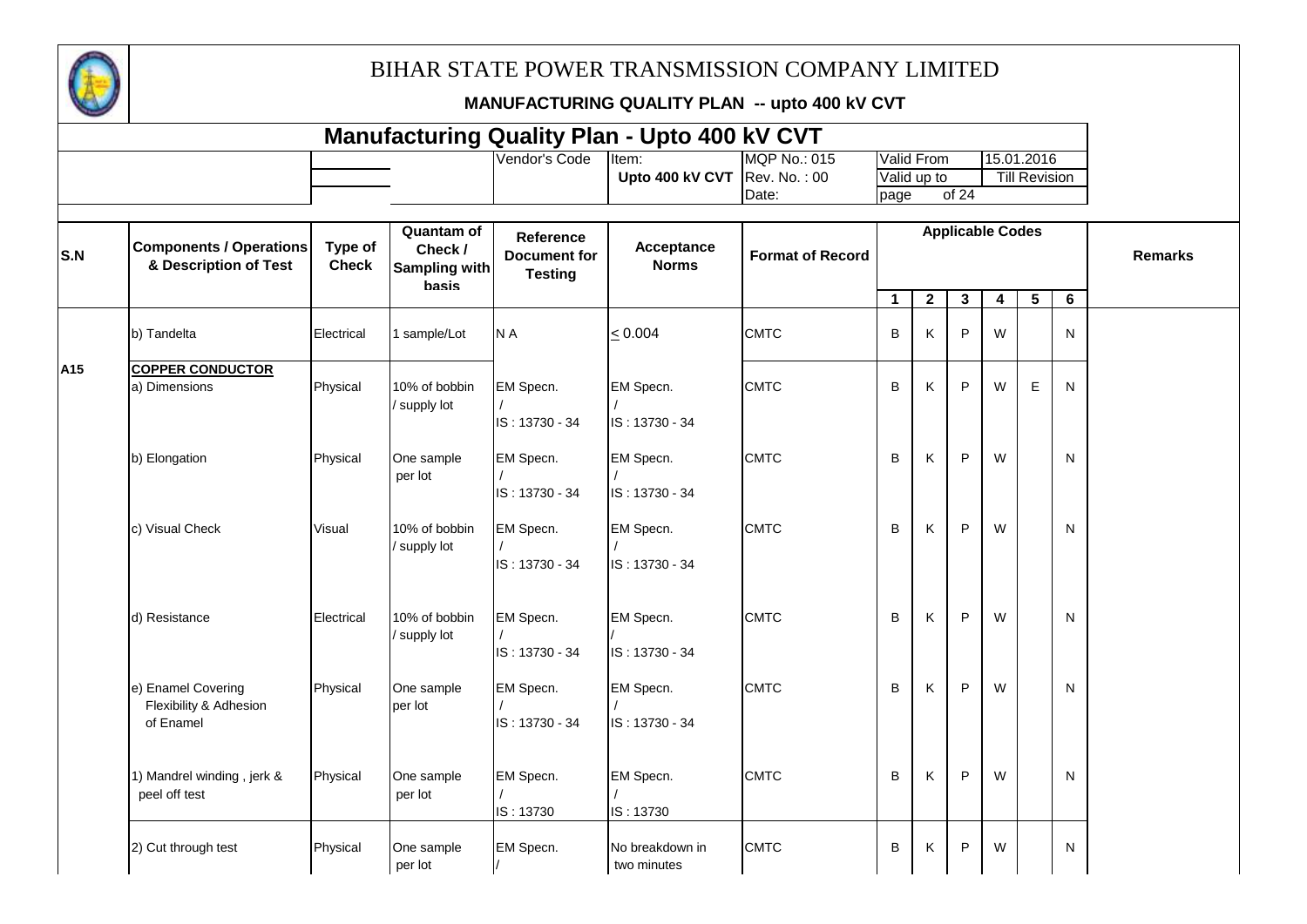# BIHAR STATE POWER TRANSMISSION COMPANY LIMITED

**MANUFACTURING QUALITY PLAN -- upto 400 kV CVT**

## Manufacturing Quality Plan - Upto 400 kV CVT

| | | Vendor's Code | Item: | MQP No.: 015 | Valid From | 15.01.2016 |
|---|---|---|---|---|---|---|
| | | | Upto 400 kV CVT | Rev. No. : 00 | Valid up to | Till Revision |
| | | | | Date: | page of 24 | |

| S.N | Components / Operations & Description of Test | Type of Check | Quantam of Check / Sampling with basis | Reference Document for Testing | Acceptance Norms | Format of Record | Applicable Codes | | | | | | Remarks |
|---|---|---|---|---|---|---|---|---|---|---|---|---|---|
| | | | | | | | 1 | 2 | 3 | 4 | 5 | 6 | |
| | b) Tandelta | Electrical | 1 sample/Lot | N A | ≤ 0.004 | CMTC | B | K | P | W | | N | |
| A15 | **COPPER CONDUCTOR** | | | | | | | | | | | | |
| | a) Dimensions | Physical | 10% of bobbin / supply lot | EM Specn. / IS : 13730 - 34 | EM Specn. / IS : 13730 - 34 | CMTC | B | K | P | W | E | N | |
| | b) Elongation | Physical | One sample per lot | EM Specn. / IS : 13730 - 34 | EM Specn. / IS : 13730 - 34 | CMTC | B | K | P | W | | N | |
| | c) Visual Check | Visual | 10% of bobbin / supply lot | EM Specn. / IS : 13730 - 34 | EM Specn. / IS : 13730 - 34 | CMTC | B | K | P | W | | N | |
| | d) Resistance | Electrical | 10% of bobbin / supply lot | EM Specn. / IS : 13730 - 34 | EM Specn. / IS : 13730 - 34 | CMTC | B | K | P | W | | N | |
| | e) Enamel Covering Flexibility & Adhesion of Enamel | Physical | One sample per lot | EM Specn. / IS : 13730 - 34 | EM Specn. / IS : 13730 - 34 | CMTC | B | K | P | W | | N | |
| | 1) Mandrel winding , jerk & peel off test | Physical | One sample per lot | EM Specn. / IS : 13730 | EM Specn. / IS : 13730 | CMTC | B | K | P | W | | N | |
| | 2) Cut through test | Physical | One sample per lot | EM Specn. / | No breakdown in two minutes | CMTC | B | K | P | W | | N | |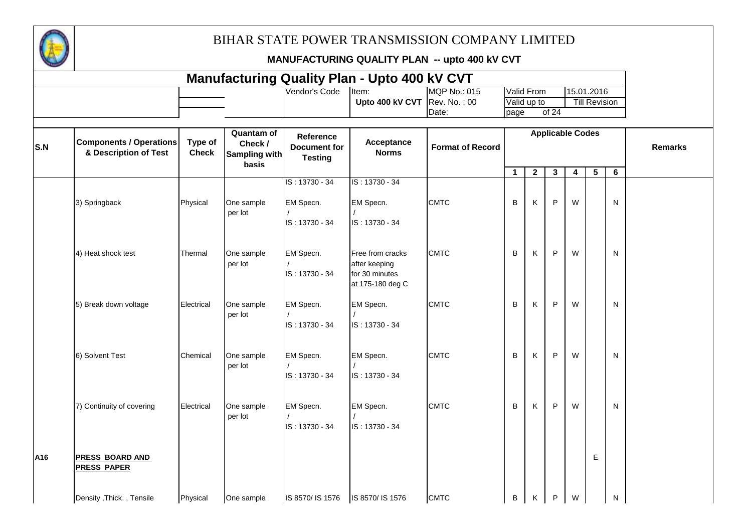# BIHAR STATE POWER TRANSMISSION COMPANY LIMITED

**MANUFACTURING QUALITY PLAN -- upto 400 kV CVT**

## Manufacturing Quality Plan - Upto 400 kV CVT

| | | Vendor's Code | Item: | MQP No.: 015 | Valid From | 15.01.2016 |
|---|---|---|---|---|---|---|
| | | | Upto 400 kV CVT | Rev. No. : 00 | Valid up to | Till Revision |
| | | | | Date: | page of 24 | |

| S.N | Components / Operations & Description of Test | Type of Check | Quantam of Check / Sampling with basis | Reference Document for Testing | Acceptance Norms | Format of Record | Applicable Codes | | | | | | Remarks |
|---|---|---|---|---|---|---|---|---|---|---|---|---|---|
| | | | | | | | 1 | 2 | 3 | 4 | 5 | 6 | |
| | | | | IS : 13730 - 34 | IS : 13730 - 34 | | | | | | | | |
| | 3) Springback | Physical | One sample per lot | EM Specn. / IS : 13730 - 34 | EM Specn. / IS : 13730 - 34 | CMTC | B | K | P | W | | N | |
| | 4) Heat shock test | Thermal | One sample per lot | EM Specn. / IS : 13730 - 34 | Free from cracks after keeping for 30 minutes at 175-180 deg C | CMTC | B | K | P | W | | N | |
| | 5) Break down voltage | Electrical | One sample per lot | EM Specn. / IS : 13730 - 34 | EM Specn. / IS : 13730 - 34 | CMTC | B | K | P | W | | N | |
| | 6) Solvent Test | Chemical | One sample per lot | EM Specn. / IS : 13730 - 34 | EM Specn. / IS : 13730 - 34 | CMTC | B | K | P | W | | N | |
| | 7) Continuity of covering | Electrical | One sample per lot | EM Specn. / IS : 13730 - 34 | EM Specn. / IS : 13730 - 34 | CMTC | B | K | P | W | | N | |
| A16 | **PRESS BOARD AND PRESS PAPER** | | | | | | | | | | E | | |
| | Density ,Thick. , Tensile | Physical | One sample | IS 8570/ IS 1576 | IS 8570/ IS 1576 | CMTC | B | K | P | W | | N | |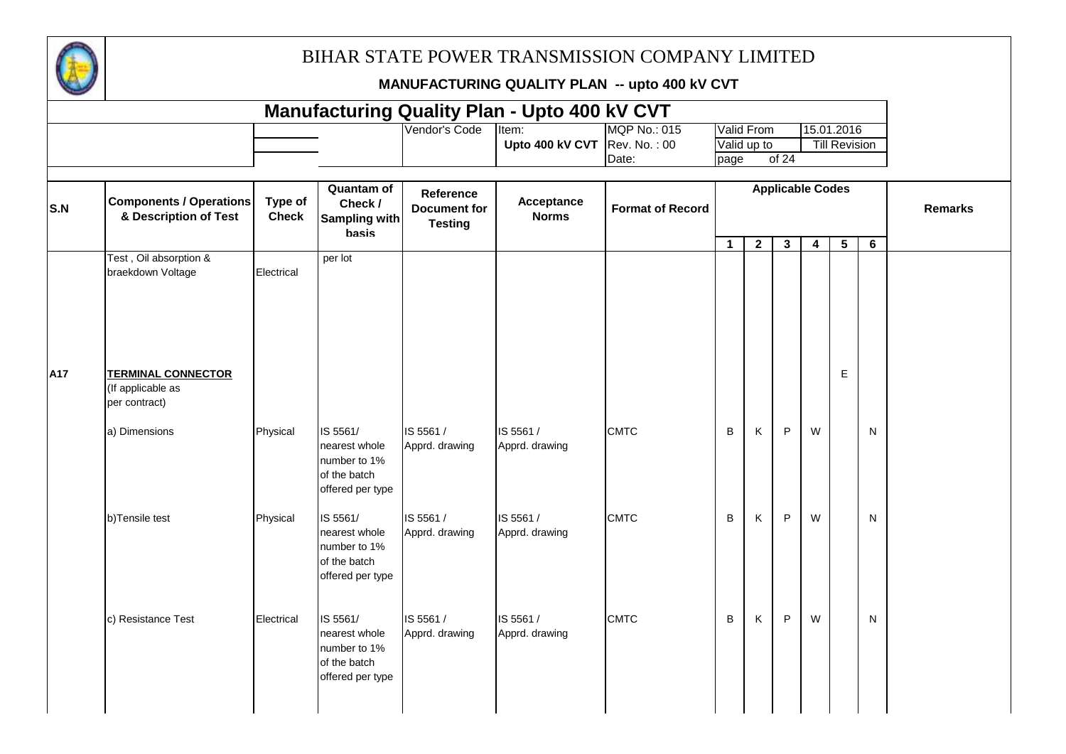# BIHAR STATE POWER TRANSMISSION COMPANY LIMITED

**MANUFACTURING QUALITY PLAN -- upto 400 kV CVT**

## Manufacturing Quality Plan - Upto 400 kV CVT

| | | Vendor's Code | Item: | MQP No.: 015 | Valid From | 15.01.2016 |
|---|---|---|---|---|---|---|
| | | | **Upto 400 kV CVT** | Rev. No. : 00 | Valid up to | Till Revision |
| | | | | Date: | page of 24 | |

| S.N | Components / Operations & Description of Test | Type of Check | Quantam of Check / Sampling with basis | Reference Document for Testing | Acceptance Norms | Format of Record | Applicable Codes | | | | | | Remarks |
|---|---|---|---|---|---|---|---|---|---|---|---|---|---|
| | | | | | | | 1 | 2 | 3 | 4 | 5 | 6 | |
| | Test , Oil absorption & braekdown Voltage | Electrical | per lot | | | | | | | | | | |
| A17 | **TERMINAL CONNECTOR** (If applicable as per contract) | | | | | | | | | | E | | |
| | a) Dimensions | Physical | IS 5561/ nearest whole number to 1% of the batch offered per type | IS 5561 / Apprd. drawing | IS 5561 / Apprd. drawing | CMTC | B | K | P | W | | N | |
| | b)Tensile test | Physical | IS 5561/ nearest whole number to 1% of the batch offered per type | IS 5561 / Apprd. drawing | IS 5561 / Apprd. drawing | CMTC | B | K | P | W | | N | |
| | c) Resistance Test | Electrical | IS 5561/ nearest whole number to 1% of the batch offered per type | IS 5561 / Apprd. drawing | IS 5561 / Apprd. drawing | CMTC | B | K | P | W | | N | |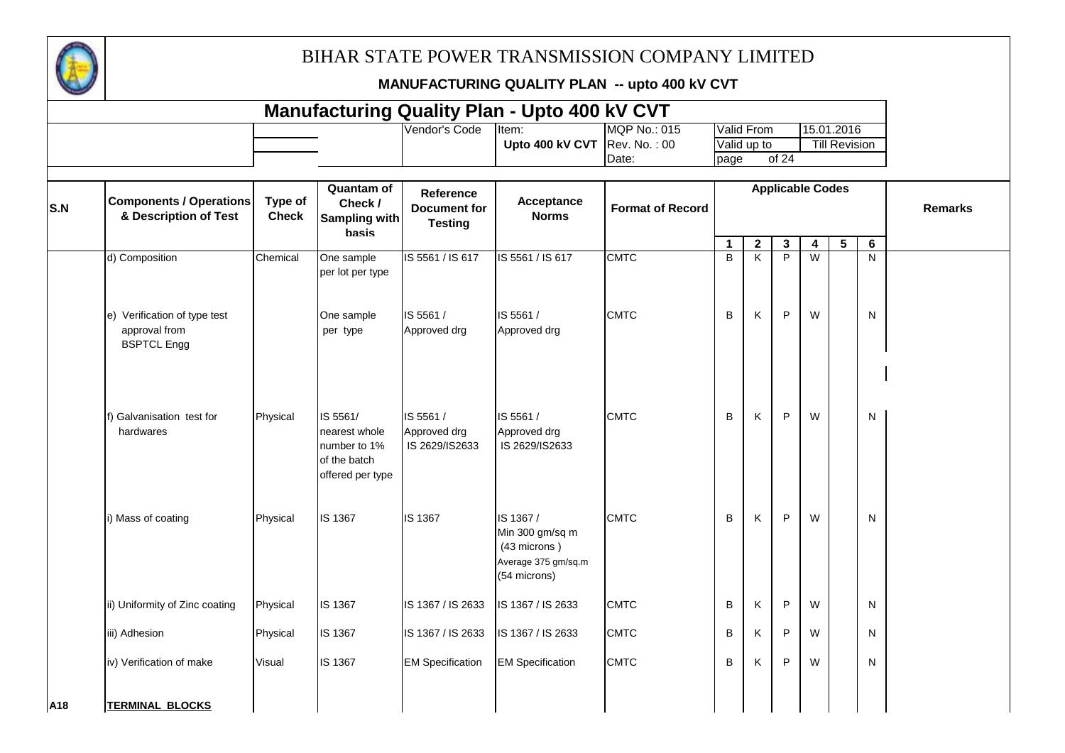# BIHAR STATE POWER TRANSMISSION COMPANY LIMITED

**MANUFACTURING QUALITY PLAN -- upto 400 kV CVT**

## Manufacturing Quality Plan - Upto 400 kV CVT

| | | Vendor's Code | Item: | MQP No.: 015 | Valid From | 15.01.2016 |
|---|---|---|---|---|---|---|
| | | | **Upto 400 kV CVT** | Rev. No. : 00 | Valid up to | Till Revision |
| | | | | Date: | page of 24 | |

| S.N | Components / Operations & Description of Test | Type of Check | Quantam of Check / Sampling with basis | Reference Document for Testing | Acceptance Norms | Format of Record | Applicable Codes 1 | 2 | 3 | 4 | 5 | 6 | Remarks |
|---|---|---|---|---|---|---|---|---|---|---|---|---|---|
| | d) Composition | Chemical | One sample per lot per type | IS 5561 / IS 617 | IS 5561 / IS 617 | CMTC | B | K | P | W | | N | |
| | e) Verification of type test approval from BSPTCL Engg | | One sample per type | IS 5561 / Approved drg | IS 5561 / Approved drg | CMTC | B | K | P | W | | N | |
| | f) Galvanisation test for hardwares | Physical | IS 5561/ nearest whole number to 1% of the batch offered per type | IS 5561 / Approved drg IS 2629/IS2633 | IS 5561 / Approved drg IS 2629/IS2633 | CMTC | B | K | P | W | | N | |
| | i) Mass of coating | Physical | IS 1367 | IS 1367 | IS 1367 / Min 300 gm/sq m (43 microns ) Average 375 gm/sq.m (54 microns) | CMTC | B | K | P | W | | N | |
| | ii) Uniformity of Zinc coating | Physical | IS 1367 | IS 1367 / IS 2633 | IS 1367 / IS 2633 | CMTC | B | K | P | W | | N | |
| | iii) Adhesion | Physical | IS 1367 | IS 1367 / IS 2633 | IS 1367 / IS 2633 | CMTC | B | K | P | W | | N | |
| | iv) Verification of make | Visual | IS 1367 | EM Specification | EM Specification | CMTC | B | K | P | W | | N | |
| A18 | **TERMINAL BLOCKS** | | | | | | | | | | | | |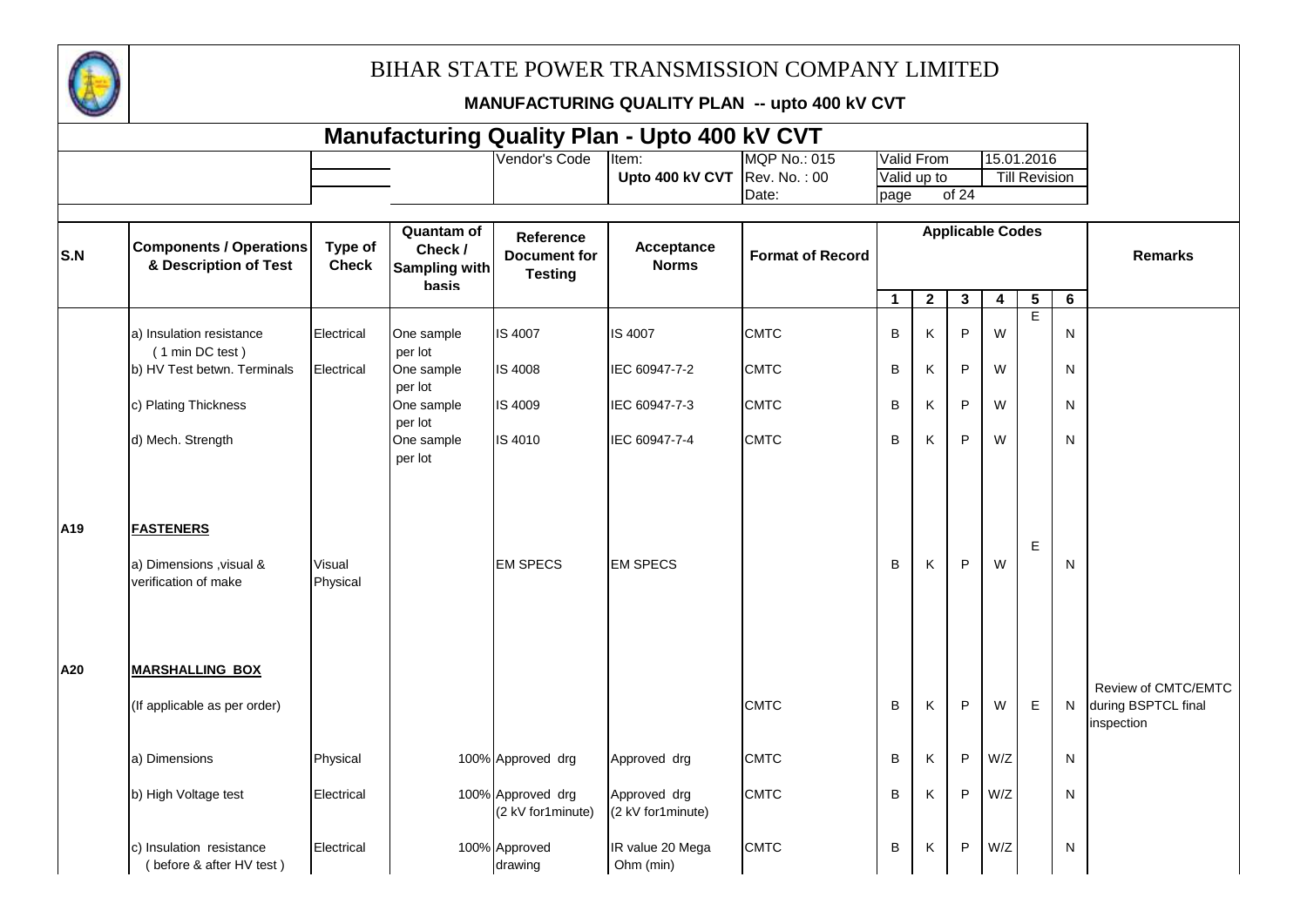# BIHAR STATE POWER TRANSMISSION COMPANY LIMITED

**MANUFACTURING QUALITY PLAN -- upto 400 kV CVT**

## Manufacturing Quality Plan - Upto 400 kV CVT

| | | Vendor's Code | Item: | MQP No.: 015 | Valid From | 15.01.2016 |
|---|---|---|---|---|---|---|
| | | | Upto 400 kV CVT | Rev. No. : 00 | Valid up to | Till Revision |
| | | | | Date: | page of 24 | |

| S.N | Components / Operations & Description of Test | Type of Check | Quantam of Check / Sampling with basis | Reference Document for Testing | Acceptance Norms | Format of Record | Applicable Codes | | | | | | Remarks |
|---|---|---|---|---|---|---|---|---|---|---|---|---|---|
| | | | | | | | 1 | 2 | 3 | 4 | 5 | 6 | |
| | | | | | | | | | | | E | | |
| | a) Insulation resistance (1 min DC test) | Electrical | One sample per lot | IS 4007 | IS 4007 | CMTC | B | K | P | W | | N | |
| | b) HV Test betwn. Terminals | Electrical | One sample per lot | IS 4008 | IEC 60947-7-2 | CMTC | B | K | P | W | | N | |
| | c) Plating Thickness | | One sample per lot | IS 4009 | IEC 60947-7-3 | CMTC | B | K | P | W | | N | |
| | d) Mech. Strength | | One sample per lot | IS 4010 | IEC 60947-7-4 | CMTC | B | K | P | W | | N | |
| A19 | **FASTENERS** | | | | | | | | | | | | |
| | a) Dimensions ,visual & verification of make | Visual Physical | | EM SPECS | EM SPECS | | B | K | P | W | E | N | |
| A20 | **MARSHALLING BOX** | | | | | | | | | | | | |
| | (If applicable as per order) | | | | | CMTC | B | K | P | W | E | N | Review of CMTC/EMTC during BSPTCL final inspection |
| | a) Dimensions | Physical | 100% | Approved drg | Approved drg | CMTC | B | K | P | W/Z | | N | |
| | b) High Voltage test | Electrical | 100% | Approved drg (2 kV for1minute) | Approved drg (2 kV for1minute) | CMTC | B | K | P | W/Z | | N | |
| | c) Insulation resistance (before & after HV test) | Electrical | 100% | Approved drawing | IR value 20 Mega Ohm (min) | CMTC | B | K | P | W/Z | | N | |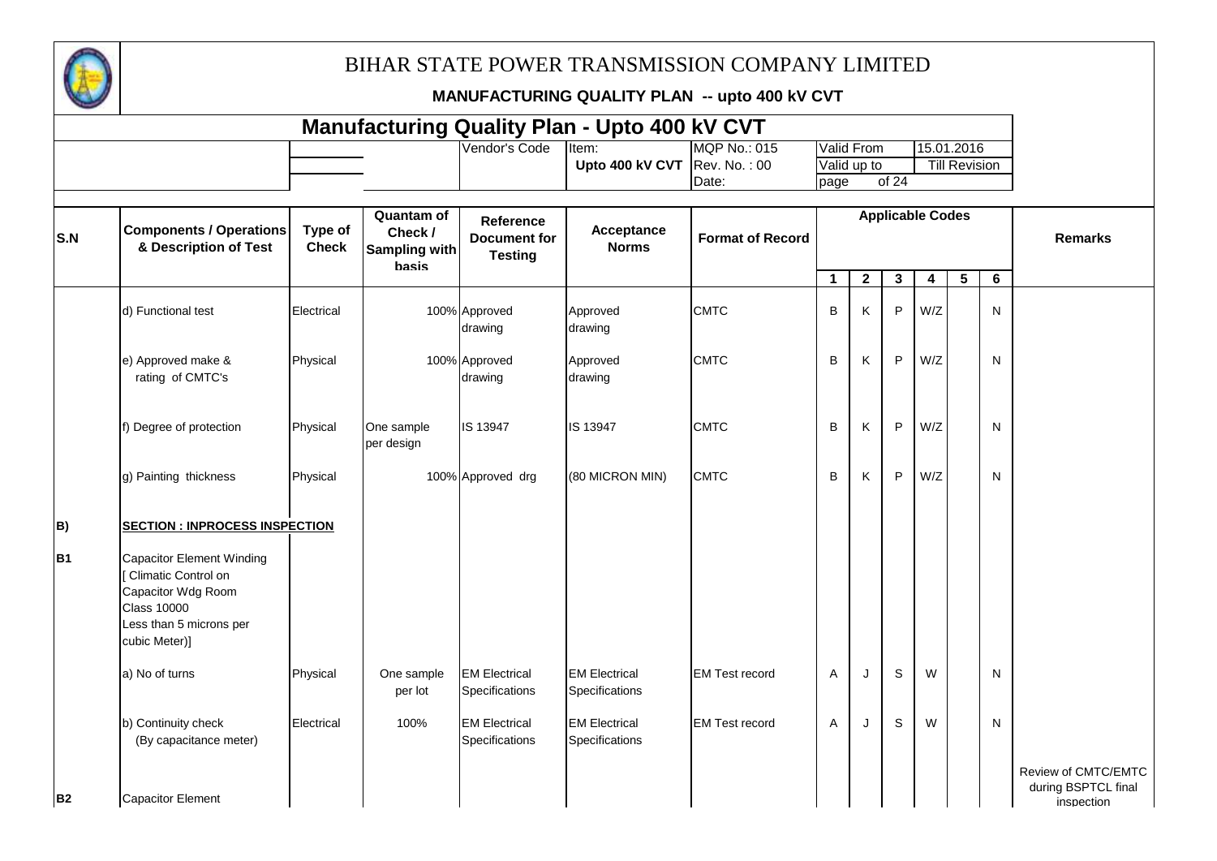# BIHAR STATE POWER TRANSMISSION COMPANY LIMITED

**MANUFACTURING QUALITY PLAN -- upto 400 kV CVT**

## Manufacturing Quality Plan - Upto 400 kV CVT

| | | Vendor's Code | Item: Upto 400 kV CVT | MQP No.: 015 | Valid From | 15.01.2016 |
|---|---|---|---|---|---|---|
| | | | | Rev. No. : 00 | Valid up to | Till Revision |
| | | | | Date: | page of 24 | |

| S.N | Components / Operations & Description of Test | Type of Check | Quantam of Check / Sampling with basis | Reference Document for Testing | Acceptance Norms | Format of Record | Applicable Codes | | | | | | Remarks |
|---|---|---|---|---|---|---|---|---|---|---|---|---|---|
| | | | | | | | 1 | 2 | 3 | 4 | 5 | 6 | |
| | d) Functional test | Electrical | 100% | Approved drawing | Approved drawing | CMTC | B | K | P | W/Z | | N | |
| | e) Approved make & rating of CMTC's | Physical | 100% | Approved drawing | Approved drawing | CMTC | B | K | P | W/Z | | N | |
| | f) Degree of protection | Physical | One sample per design | IS 13947 | IS 13947 | CMTC | B | K | P | W/Z | | N | |
| | g) Painting thickness | Physical | 100% | Approved drg | (80 MICRON MIN) | CMTC | B | K | P | W/Z | | N | |
| B) | **SECTION : INPROCESS INSPECTION** | | | | | | | | | | | | |
| B1 | Capacitor Element Winding [ Climatic Control on Capacitor Wdg Room Class 10000 Less than 5 microns per cubic Meter)] | | | | | | | | | | | | |
| | a) No of turns | Physical | One sample per lot | EM Electrical Specifications | EM Electrical Specifications | EM Test record | A | J | S | W | | N | |
| | b) Continuity check (By capacitance meter) | Electrical | 100% | EM Electrical Specifications | EM Electrical Specifications | EM Test record | A | J | S | W | | N | |
| B2 | Capacitor Element | | | | | | | | | | | | Review of CMTC/EMTC during BSPTCL final inspection |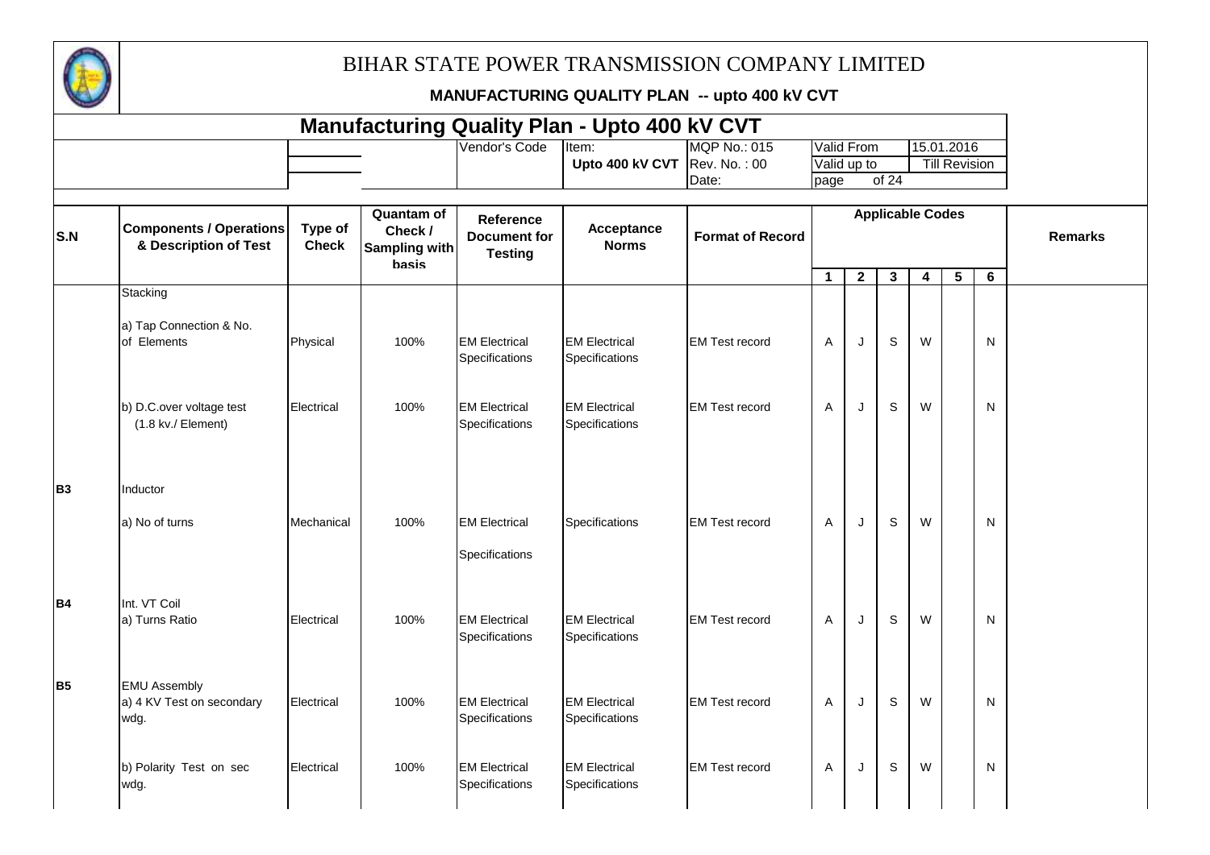# BIHAR STATE POWER TRANSMISSION COMPANY LIMITED

**MANUFACTURING QUALITY PLAN -- upto 400 kV CVT**

## Manufacturing Quality Plan - Upto 400 kV CVT

| | | | Vendor's Code | Item: | MQP No.: 015 | Valid From | 15.01.2016 |
|---|---|---|---|---|---|---|---|
| | | | | **Upto 400 kV CVT** | Rev. No. : 00 | Valid up to | Till Revision |
| | | | | | Date: | page of 24 | |

| S.N | Components / Operations & Description of Test | Type of Check | Quantam of Check / Sampling with basis | Reference Document for Testing | Acceptance Norms | Format of Record | Applicable Codes | | | | | | Remarks |
|---|---|---|---|---|---|---|---|---|---|---|---|---|---|
| | | | | | | | 1 | 2 | 3 | 4 | 5 | 6 | |
| | Stacking | | | | | | | | | | | | |
| | a) Tap Connection & No. of Elements | Physical | 100% | EM Electrical Specifications | EM Electrical Specifications | EM Test record | A | J | S | W | | N | |
| | b) D.C.over voltage test (1.8 kv./ Element) | Electrical | 100% | EM Electrical Specifications | EM Electrical Specifications | EM Test record | A | J | S | W | | N | |
| B3 | Inductor | | | | | | | | | | | | |
| | a) No of turns | Mechanical | 100% | EM Electrical Specifications | Specifications | EM Test record | A | J | S | W | | N | |
| B4 | Int. VT Coil | | | | | | | | | | | | |
| | a) Turns Ratio | Electrical | 100% | EM Electrical Specifications | EM Electrical Specifications | EM Test record | A | J | S | W | | N | |
| B5 | EMU Assembly | | | | | | | | | | | | |
| | a) 4 KV Test on secondary wdg. | Electrical | 100% | EM Electrical Specifications | EM Electrical Specifications | EM Test record | A | J | S | W | | N | |
| | b) Polarity Test on sec wdg. | Electrical | 100% | EM Electrical Specifications | EM Electrical Specifications | EM Test record | A | J | S | W | | N | |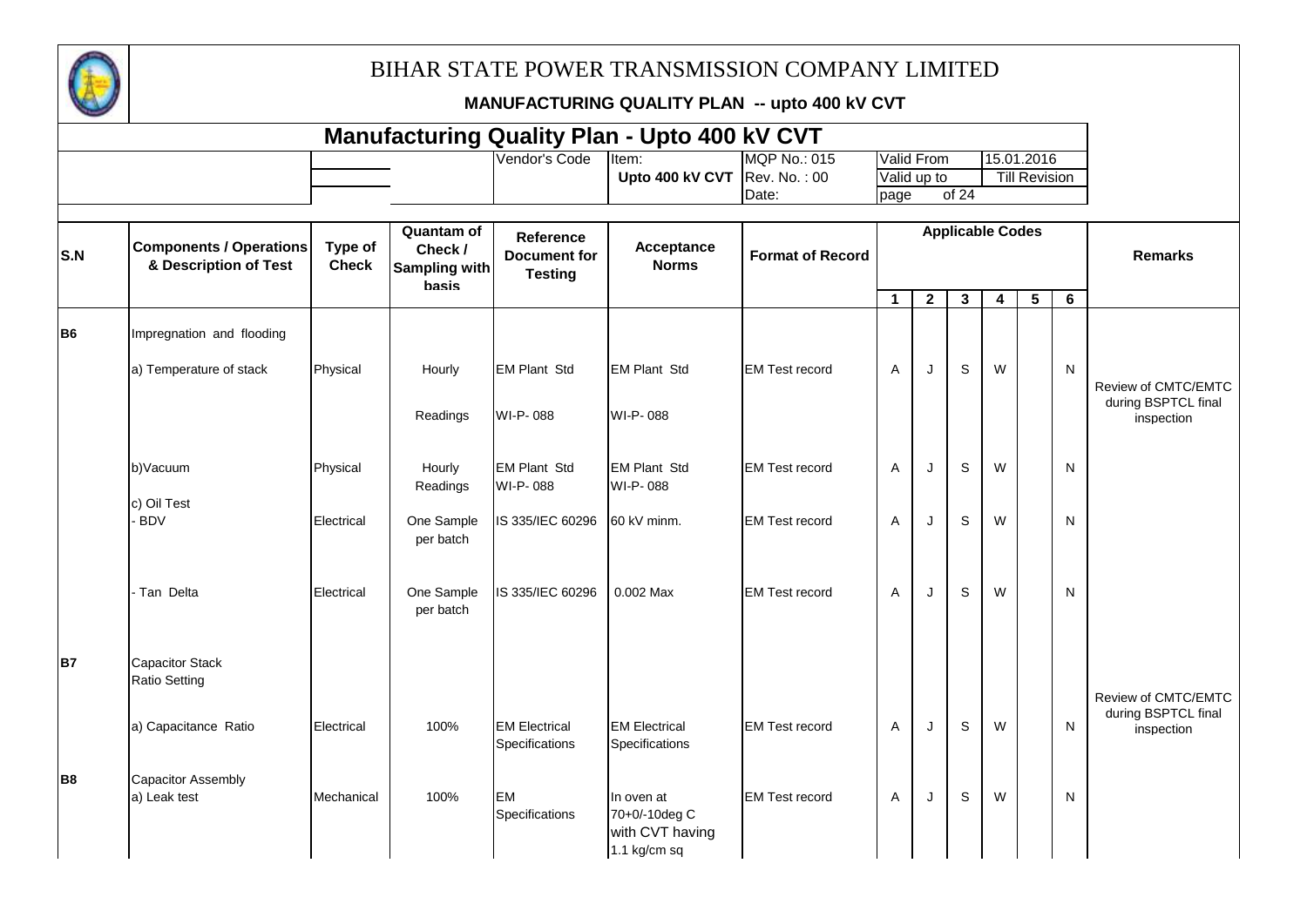# BIHAR STATE POWER TRANSMISSION COMPANY LIMITED

**MANUFACTURING QUALITY PLAN -- upto 400 kV CVT**

## Manufacturing Quality Plan - Upto 400 kV CVT

| | | Vendor's Code | Item: | MQP No.: 015 | Valid From | 15.01.2016 |
|---|---|---|---|---|---|---|
| | | | **Upto 400 kV CVT** | Rev. No. : 00 | Valid up to | Till Revision |
| | | | | Date: | page of 24 | |

| S.N | Components / Operations & Description of Test | Type of Check | Quantam of Check / Sampling with basis | Reference Document for Testing | Acceptance Norms | Format of Record | Applicable Codes | | | | | | Remarks |
|---|---|---|---|---|---|---|---|---|---|---|---|---|---|
| | | | | | | | 1 | 2 | 3 | 4 | 5 | 6 | |
| B6 | Impregnation and flooding | | | | | | | | | | | | |
| | a) Temperature of stack | Physical | Hourly Readings | EM Plant Std WI-P- 088 | EM Plant Std WI-P- 088 | EM Test record | A | J | S | W | | N | Review of CMTC/EMTC during BSPTCL final inspection |
| | b)Vacuum | Physical | Hourly Readings | EM Plant Std WI-P- 088 | EM Plant Std WI-P- 088 | EM Test record | A | J | S | W | | N | |
| | c) Oil Test - BDV | Electrical | One Sample per batch | IS 335/IEC 60296 | 60 kV minm. | EM Test record | A | J | S | W | | N | |
| | - Tan Delta | Electrical | One Sample per batch | IS 335/IEC 60296 | 0.002 Max | EM Test record | A | J | S | W | | N | |
| B7 | Capacitor Stack Ratio Setting | | | | | | | | | | | | Review of CMTC/EMTC during BSPTCL final inspection |
| | a) Capacitance Ratio | Electrical | 100% | EM Electrical Specifications | EM Electrical Specifications | EM Test record | A | J | S | W | | N | |
| B8 | Capacitor Assembly a) Leak test | Mechanical | 100% | EM Specifications | In oven at 70+0/-10deg C with CVT having 1.1 kg/cm sq | EM Test record | A | J | S | W | | N | |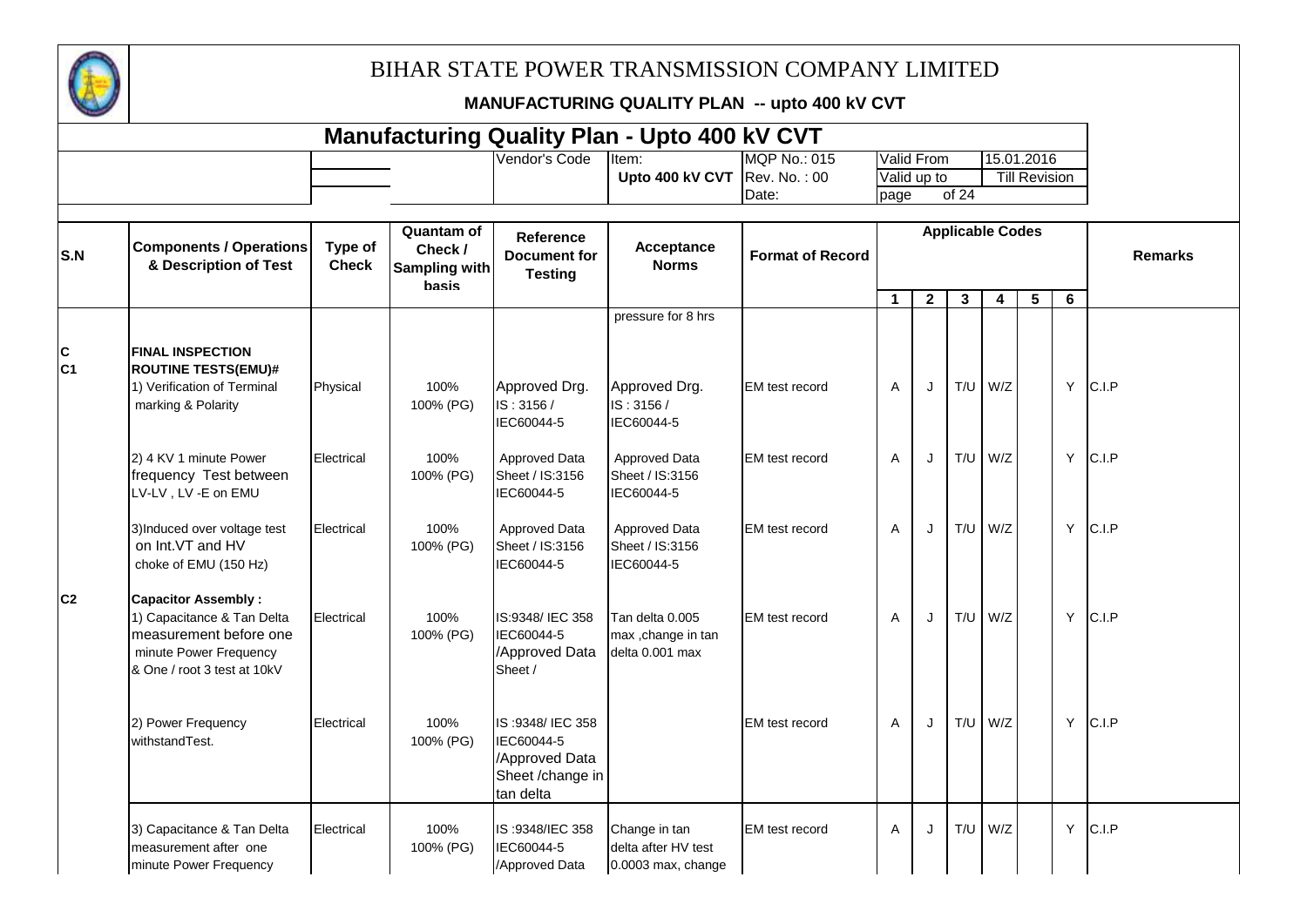# BIHAR STATE POWER TRANSMISSION COMPANY LIMITED

**MANUFACTURING QUALITY PLAN -- upto 400 kV CVT**

## Manufacturing Quality Plan - Upto 400 kV CVT

| | | Vendor's Code | Item: | MQP No.: 015 | Valid From | 15.01.2016 |
|---|---|---|---|---|---|---|
| | | | **Upto 400 kV CVT** | Rev. No. : 00 | Valid up to | Till Revision |
| | | | | Date: | page of 24 | |

| S.N | Components / Operations & Description of Test | Type of Check | Quantam of Check / Sampling with basis | Reference Document for Testing | Acceptance Norms | Format of Record | Applicable Codes | | | | | | Remarks |
|---|---|---|---|---|---|---|---|---|---|---|---|---|---|
| | | | | | | | 1 | 2 | 3 | 4 | 5 | 6 | |
| | | | | | pressure for 8 hrs | | | | | | | | |
| C | **FINAL INSPECTION** | | | | | | | | | | | | |
| C1 | **ROUTINE TESTS(EMU)#** 1) Verification of Terminal marking & Polarity | Physical | 100% 100% (PG) | Approved Drg. IS : 3156 / IEC60044-5 | Approved Drg. IS : 3156 / IEC60044-5 | EM test record | A | J | T/U | W/Z | | Y | C.I.P |
| | 2) 4 KV 1 minute Power frequency Test between LV-LV , LV -E on EMU | Electrical | 100% 100% (PG) | Approved Data Sheet / IS:3156 IEC60044-5 | Approved Data Sheet / IS:3156 IEC60044-5 | EM test record | A | J | T/U | W/Z | | Y | C.I.P |
| | 3)Induced over voltage test on Int.VT and HV choke of EMU (150 Hz) | Electrical | 100% 100% (PG) | Approved Data Sheet / IS:3156 IEC60044-5 | Approved Data Sheet / IS:3156 IEC60044-5 | EM test record | A | J | T/U | W/Z | | Y | C.I.P |
| C2 | **Capacitor Assembly :** 1) Capacitance & Tan Delta measurement before one minute Power Frequency & One / root 3 test at 10kV | Electrical | 100% 100% (PG) | IS:9348/ IEC 358 IEC60044-5 /Approved Data Sheet / | Tan delta 0.005 max ,change in tan delta 0.001 max | EM test record | A | J | T/U | W/Z | | Y | C.I.P |
| | 2) Power Frequency withstandTest. | Electrical | 100% 100% (PG) | IS :9348/ IEC 358 IEC60044-5 /Approved Data Sheet /change in tan delta | | EM test record | A | J | T/U | W/Z | | Y | C.I.P |
| | 3) Capacitance & Tan Delta measurement after one minute Power Frequency | Electrical | 100% 100% (PG) | IS :9348/IEC 358 IEC60044-5 /Approved Data | Change in tan delta after HV test 0.0003 max, change | EM test record | A | J | T/U | W/Z | | Y | C.I.P |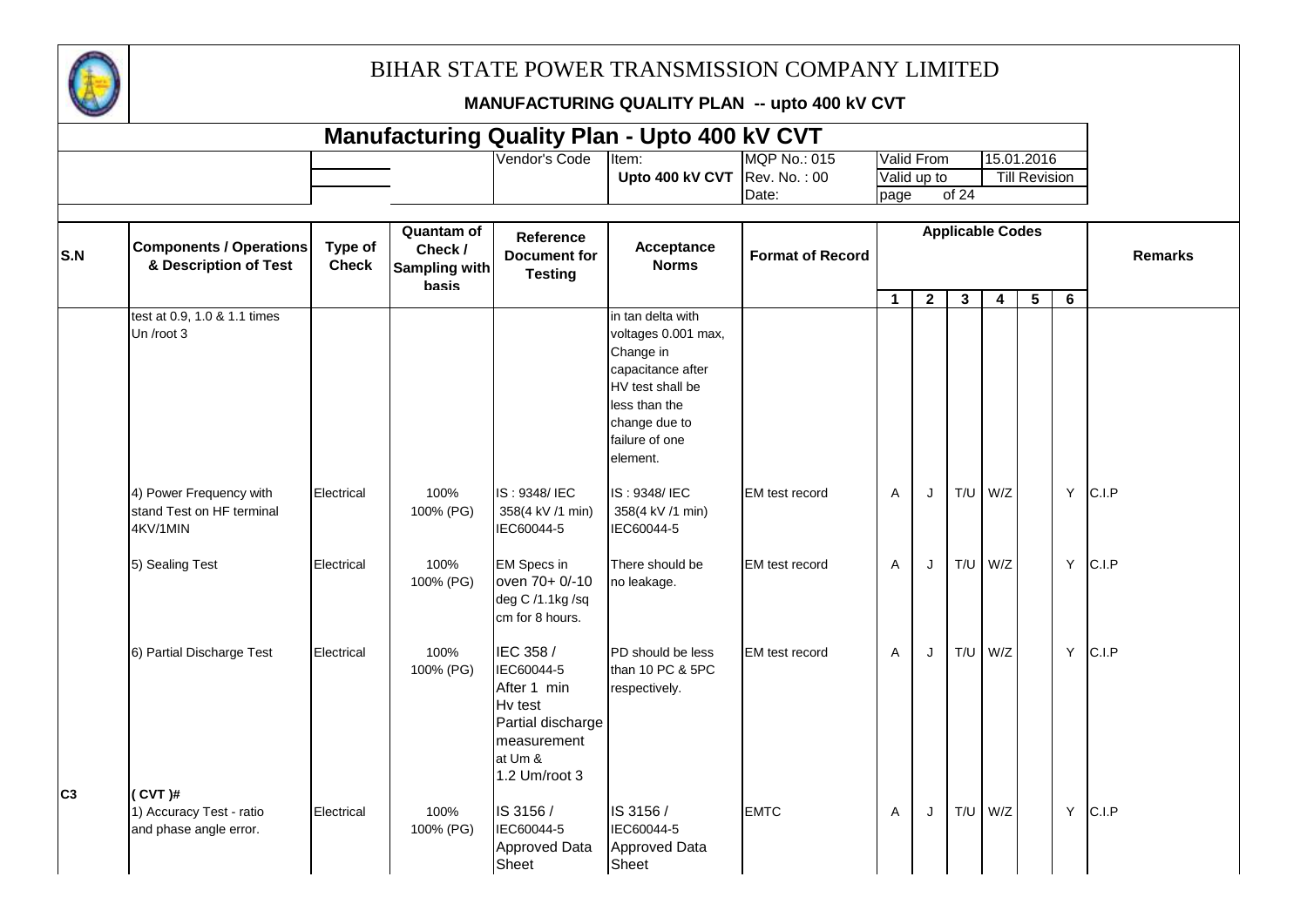# BIHAR STATE POWER TRANSMISSION COMPANY LIMITED

**MANUFACTURING QUALITY PLAN -- upto 400 kV CVT**

## Manufacturing Quality Plan - Upto 400 kV CVT

| | | Vendor's Code | Item: **Upto 400 kV CVT** | MQP No.: 015 | Valid From | 15.01.2016 |
|---|---|---|---|---|---|---|
| | | | | Rev. No. : 00 | Valid up to | Till Revision |
| | | | | Date: | page of 24 | |

| S.N | Components / Operations & Description of Test | Type of Check | Quantam of Check / Sampling with basis | Reference Document for Testing | Acceptance Norms | Format of Record | Applicable Codes 1 | 2 | 3 | 4 | 5 | 6 | Remarks |
|---|---|---|---|---|---|---|---|---|---|---|---|---|---|
| | test at 0.9, 1.0 & 1.1 times Un /root 3 | | | | in tan delta with voltages 0.001 max, Change in capacitance after HV test shall be less than the change due to failure of one element. | | | | | | | | |
| | 4) Power Frequency with stand Test on HF terminal 4KV/1MIN | Electrical | 100% 100% (PG) | IS : 9348/ IEC 358(4 kV /1 min) IEC60044-5 | IS : 9348/ IEC 358(4 kV /1 min) IEC60044-5 | EM test record | A | J | T/U | W/Z | | Y | C.I.P |
| | 5) Sealing Test | Electrical | 100% 100% (PG) | EM Specs in oven 70+ 0/-10 deg C /1.1kg /sq cm for 8 hours. | There should be no leakage. | EM test record | A | J | T/U | W/Z | | Y | C.I.P |
| | 6) Partial Discharge Test | Electrical | 100% 100% (PG) | IEC 358 / IEC60044-5 After 1 min Hv test Partial discharge measurement at Um & 1.2 Um/root 3 | PD should be less than 10 PC & 5PC respectively. | EM test record | A | J | T/U | W/Z | | Y | C.I.P |
| C3 | ( CVT )# 1) Accuracy Test - ratio and phase angle error. | Electrical | 100% 100% (PG) | IS 3156 / IEC60044-5 Approved Data Sheet | IS 3156 / IEC60044-5 Approved Data Sheet | EMTC | A | J | T/U | W/Z | | Y | C.I.P |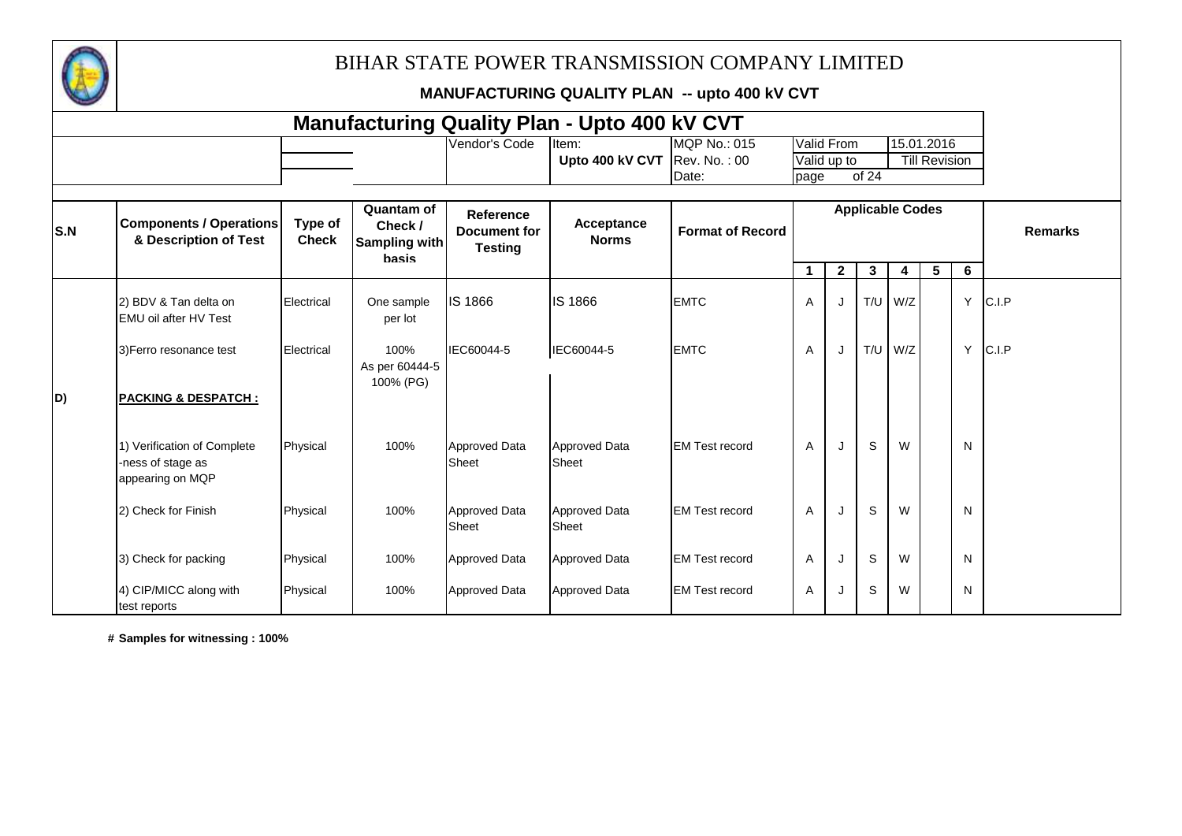# BIHAR STATE POWER TRANSMISSION COMPANY LIMITED

**MANUFACTURING QUALITY PLAN -- upto 400 kV CVT**

## Manufacturing Quality Plan - Upto 400 kV CVT

| | | | Vendor's Code | Item: | MQP No.: 015 | Valid From | 15.01.2016 |
|---|---|---|---|---|---|---|---|
| | | | | Upto 400 kV CVT | Rev. No. : 00 | Valid up to | Till Revision |
| | | | | | Date: | page of 24 | |

| S.N | Components / Operations & Description of Test | Type of Check | Quantam of Check / Sampling with basis | Reference Document for Testing | Acceptance Norms | Format of Record | Applicable Codes | | | | | | Remarks |
|---|---|---|---|---|---|---|---|---|---|---|---|---|---|
| | | | | | | | 1 | 2 | 3 | 4 | 5 | 6 | |
| | 2) BDV & Tan delta on EMU oil after HV Test | Electrical | One sample per lot | IS 1866 | IS 1866 | EMTC | A | J | T/U | W/Z | | Y | C.I.P |
| | 3)Ferro resonance test | Electrical | 100% As per 60444-5 100% (PG) | IEC60044-5 | IEC60044-5 | EMTC | A | J | T/U | W/Z | | Y | C.I.P |
| D) | **PACKING & DESPATCH :** | | | | | | | | | | | | |
| | 1) Verification of Complete -ness of stage as appearing on MQP | Physical | 100% | Approved Data Sheet | Approved Data Sheet | EM Test record | A | J | S | W | | N | |
| | 2) Check for Finish | Physical | 100% | Approved Data Sheet | Approved Data Sheet | EM Test record | A | J | S | W | | N | |
| | 3) Check for packing | Physical | 100% | Approved Data | Approved Data | EM Test record | A | J | S | W | | N | |
| | 4) CIP/MICC along with test reports | Physical | 100% | Approved Data | Approved Data | EM Test record | A | J | S | W | | N | |

**# Samples for witnessing : 100%**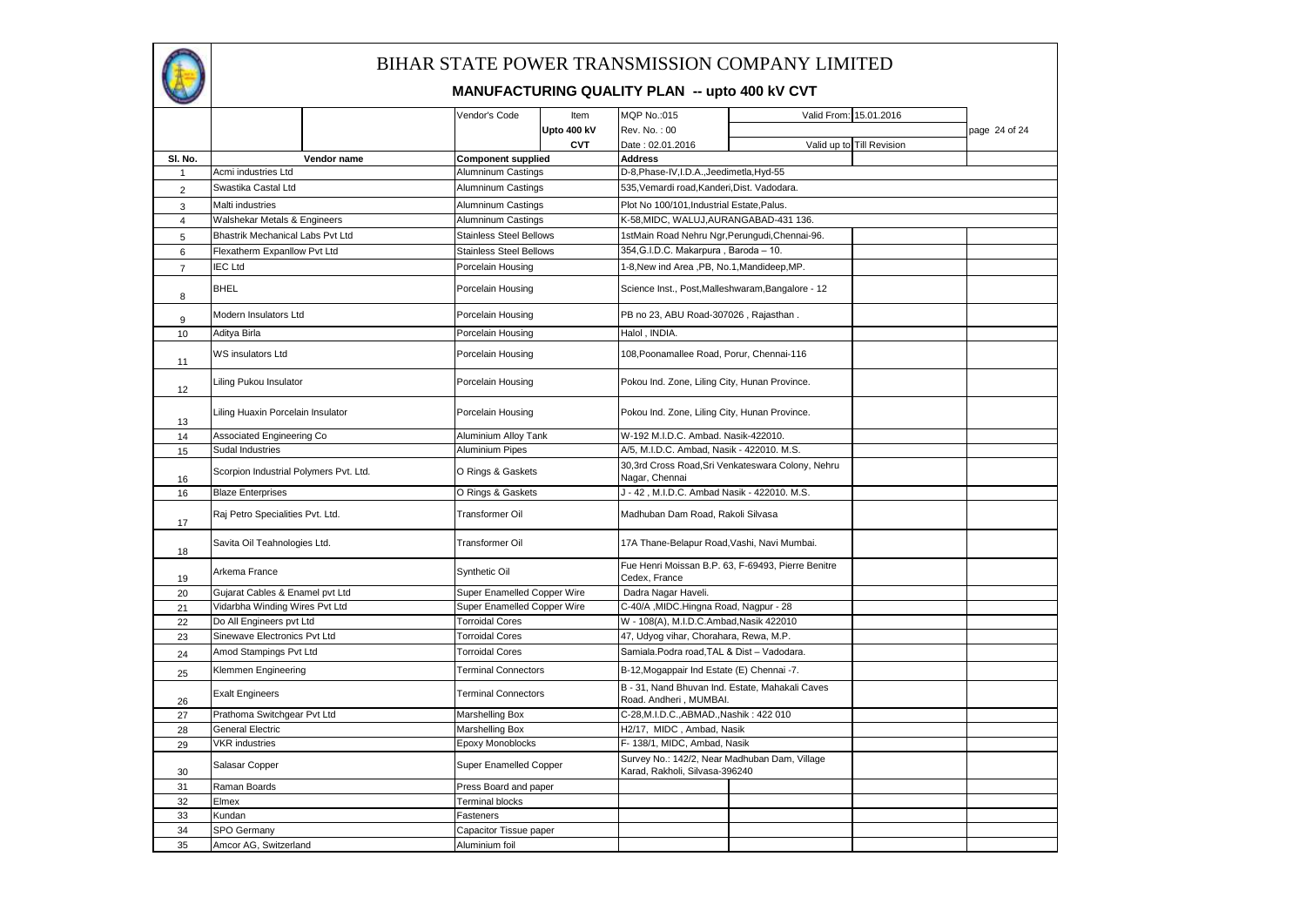# BIHAR STATE POWER TRANSMISSION COMPANY LIMITED

## MANUFACTURING QUALITY PLAN -- upto 400 kV CVT

| | | Vendor's Code | Item | MQP No.:015 | Valid From: 15.01.2016 |
|---|---|---|---|---|---|
| | | | Upto 400 kV | Rev. No. : 00 | |
| | | | CVT | Date : 02.01.2016 | Valid up to Till Revision |

| Sl. No. | Vendor name | Component supplied | Address |
|---|---|---|---|
| 1 | Acmi industries Ltd | Alumninum Castings | D-8,Phase-IV,I.D.A.,Jeedimetla,Hyd-55 |
| 2 | Swastika Castal Ltd | Alumninum Castings | 535,Vemardi road,Kanderi,Dist. Vadodara. |
| 3 | Malti industries | Alumninum Castings | Plot No 100/101,Industrial Estate,Palus. |
| 4 | Walshekar Metals & Engineers | Alumninum Castings | K-58,MIDC, WALUJ,AURANGABAD-431 136. |
| 5 | Bhastrik Mechanical Labs Pvt Ltd | Stainless Steel Bellows | 1stMain Road Nehru Ngr,Perungudi,Chennai-96. |
| 6 | Flexatherm Expanllow Pvt Ltd | Stainless Steel Bellows | 354,G.I.D.C. Makarpura , Baroda – 10. |
| 7 | IEC Ltd | Porcelain Housing | 1-8,New ind Area ,PB, No.1,Mandideep,MP. |
| 8 | BHEL | Porcelain Housing | Science Inst., Post,Malleshwaram,Bangalore - 12 |
| 9 | Modern Insulators Ltd | Porcelain Housing | PB no 23, ABU Road-307026 , Rajasthan . |
| 10 | Aditya Birla | Porcelain Housing | Halol , INDIA. |
| 11 | WS insulators Ltd | Porcelain Housing | 108,Poonamallee Road, Porur, Chennai-116 |
| 12 | Liling Pukou Insulator | Porcelain Housing | Pokou Ind. Zone, Liling City, Hunan Province. |
| 13 | Liling Huaxin Porcelain Insulator | Porcelain Housing | Pokou Ind. Zone, Liling City, Hunan Province. |
| 14 | Associated Engineering Co | Aluminium Alloy Tank | W-192 M.I.D.C. Ambad. Nasik-422010. |
| 15 | Sudal Industries | Aluminium Pipes | A/5, M.I.D.C. Ambad, Nasik - 422010. M.S. |
| 16 | Scorpion Industrial Polymers Pvt. Ltd. | O Rings & Gaskets | 30,3rd Cross Road,Sri Venkateswara Colony, Nehru Nagar, Chennai |
| 16 | Blaze Enterprises | O Rings & Gaskets | J - 42 , M.I.D.C. Ambad Nasik - 422010. M.S. |
| 17 | Raj Petro Specialities Pvt. Ltd. | Transformer Oil | Madhuban Dam Road, Rakoli Silvasa |
| 18 | Savita Oil Teahnologies Ltd. | Transformer Oil | 17A Thane-Belapur Road,Vashi, Navi Mumbai. |
| 19 | Arkema France | Synthetic Oil | Fue Henri Moissan B.P. 63, F-69493, Pierre Benitre Cedex, France |
| 20 | Gujarat Cables & Enamel pvt Ltd | Super Enamelled Copper Wire | Dadra Nagar Haveli. |
| 21 | Vidarbha Winding Wires Pvt Ltd | Super Enamelled Copper Wire | C-40/A ,MIDC.Hingna Road, Nagpur - 28 |
| 22 | Do All Engineers pvt Ltd | Torroidal Cores | W - 108(A), M.I.D.C.Ambad,Nasik 422010 |
| 23 | Sinewave Electronics Pvt Ltd | Torroidal Cores | 47, Udyog vihar, Chorahara, Rewa, M.P. |
| 24 | Amod Stampings Pvt Ltd | Torroidal Cores | Samiala.Podra road,TAL & Dist – Vadodara. |
| 25 | Klemmen Engineering | Terminal Connectors | B-12,Mogappair Ind Estate (E) Chennai -7. |
| 26 | Exalt Engineers | Terminal Connectors | B - 31, Nand Bhuvan Ind. Estate, Mahakali Caves Road. Andheri , MUMBAI. |
| 27 | Prathoma Switchgear Pvt Ltd | Marshelling Box | C-28,M.I.D.C.,ABMAD.,Nashik : 422 010 |
| 28 | General Electric | Marshelling Box | H2/17, MIDC , Ambad, Nasik |
| 29 | VKR industries | Epoxy Monoblocks | F- 138/1, MIDC, Ambad, Nasik |
| 30 | Salasar Copper | Super Enamelled Copper | Survey No.: 142/2, Near Madhuban Dam, Village Karad, Rakholi, Silvasa-396240 |
| 31 | Raman Boards | Press Board and paper | |
| 32 | Elmex | Terminal blocks | |
| 33 | Kundan | Fasteners | |
| 34 | SPO Germany | Capacitor Tissue paper | |
| 35 | Amcor AG, Switzerland | Aluminium foil | |